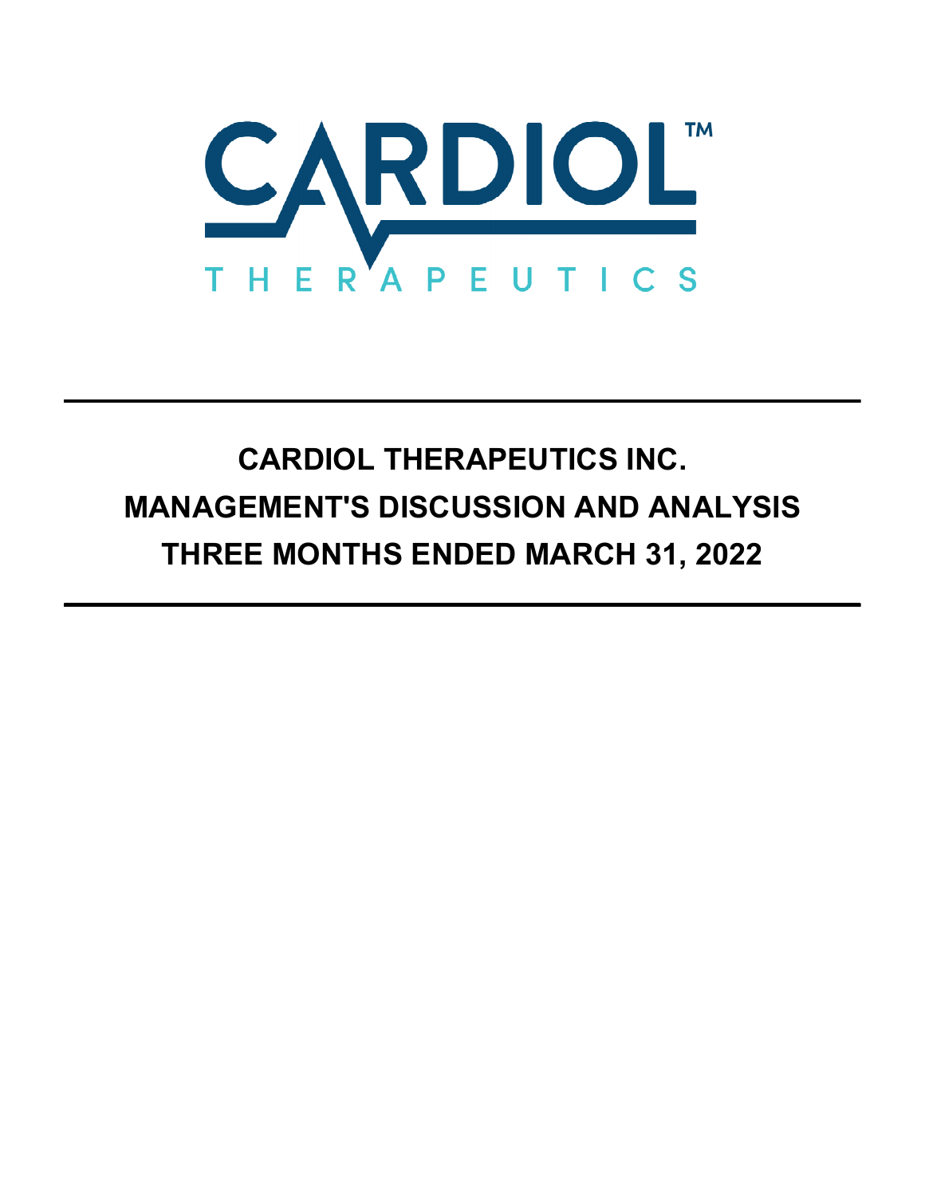CARDIOL™

THERAPEUTICS

# CARDIOL THERAPEUTICS INC.
# MANAGEMENT'S DISCUSSION AND ANALYSIS
# THREE MONTHS ENDED MARCH 31, 2022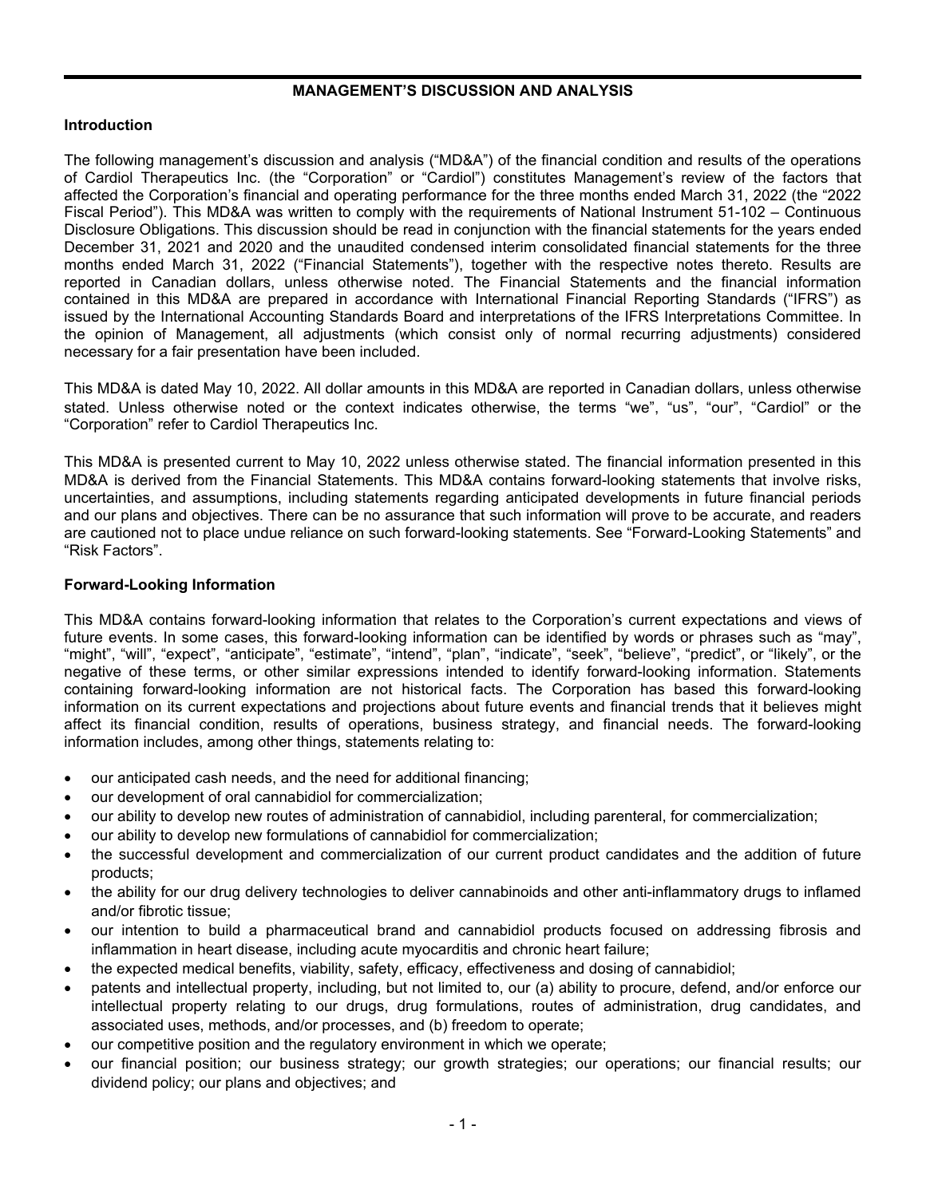## MANAGEMENT'S DISCUSSION AND ANALYSIS

### Introduction

The following management's discussion and analysis ("MD&A") of the financial condition and results of the operations of Cardiol Therapeutics Inc. (the "Corporation" or "Cardiol") constitutes Management's review of the factors that affected the Corporation's financial and operating performance for the three months ended March 31, 2022 (the "2022 Fiscal Period"). This MD&A was written to comply with the requirements of National Instrument 51-102 – Continuous Disclosure Obligations. This discussion should be read in conjunction with the financial statements for the years ended December 31, 2021 and 2020 and the unaudited condensed interim consolidated financial statements for the three months ended March 31, 2022 ("Financial Statements"), together with the respective notes thereto. Results are reported in Canadian dollars, unless otherwise noted. The Financial Statements and the financial information contained in this MD&A are prepared in accordance with International Financial Reporting Standards ("IFRS") as issued by the International Accounting Standards Board and interpretations of the IFRS Interpretations Committee. In the opinion of Management, all adjustments (which consist only of normal recurring adjustments) considered necessary for a fair presentation have been included.

This MD&A is dated May 10, 2022. All dollar amounts in this MD&A are reported in Canadian dollars, unless otherwise stated. Unless otherwise noted or the context indicates otherwise, the terms "we", "us", "our", "Cardiol" or the "Corporation" refer to Cardiol Therapeutics Inc.

This MD&A is presented current to May 10, 2022 unless otherwise stated. The financial information presented in this MD&A is derived from the Financial Statements. This MD&A contains forward-looking statements that involve risks, uncertainties, and assumptions, including statements regarding anticipated developments in future financial periods and our plans and objectives. There can be no assurance that such information will prove to be accurate, and readers are cautioned not to place undue reliance on such forward-looking statements. See "Forward-Looking Statements" and "Risk Factors".

### Forward-Looking Information

This MD&A contains forward-looking information that relates to the Corporation's current expectations and views of future events. In some cases, this forward-looking information can be identified by words or phrases such as "may", "might", "will", "expect", "anticipate", "estimate", "intend", "plan", "indicate", "seek", "believe", "predict", or "likely", or the negative of these terms, or other similar expressions intended to identify forward-looking information. Statements containing forward-looking information are not historical facts. The Corporation has based this forward-looking information on its current expectations and projections about future events and financial trends that it believes might affect its financial condition, results of operations, business strategy, and financial needs. The forward-looking information includes, among other things, statements relating to:

- our anticipated cash needs, and the need for additional financing;
- our development of oral cannabidiol for commercialization;
- our ability to develop new routes of administration of cannabidiol, including parenteral, for commercialization;
- our ability to develop new formulations of cannabidiol for commercialization;
- the successful development and commercialization of our current product candidates and the addition of future products;
- the ability for our drug delivery technologies to deliver cannabinoids and other anti-inflammatory drugs to inflamed and/or fibrotic tissue;
- our intention to build a pharmaceutical brand and cannabidiol products focused on addressing fibrosis and inflammation in heart disease, including acute myocarditis and chronic heart failure;
- the expected medical benefits, viability, safety, efficacy, effectiveness and dosing of cannabidiol;
- patents and intellectual property, including, but not limited to, our (a) ability to procure, defend, and/or enforce our intellectual property relating to our drugs, drug formulations, routes of administration, drug candidates, and associated uses, methods, and/or processes, and (b) freedom to operate;
- our competitive position and the regulatory environment in which we operate;
- our financial position; our business strategy; our growth strategies; our operations; our financial results; our dividend policy; our plans and objectives; and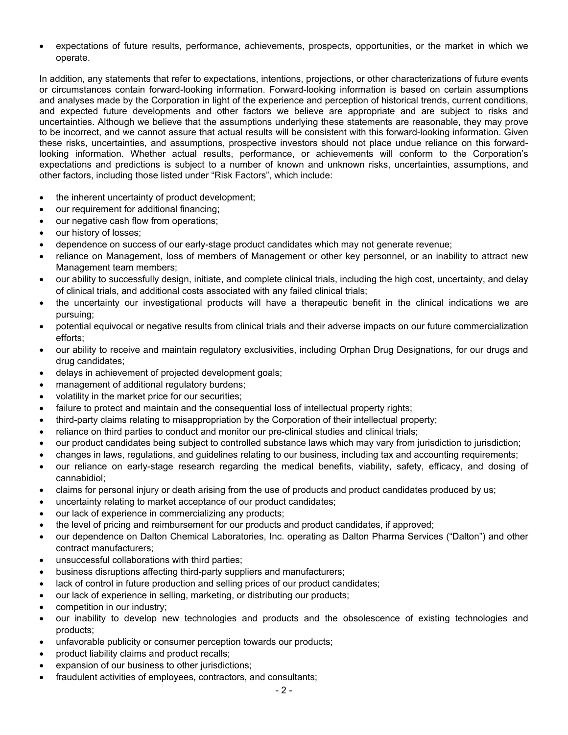- expectations of future results, performance, achievements, prospects, opportunities, or the market in which we operate.

In addition, any statements that refer to expectations, intentions, projections, or other characterizations of future events or circumstances contain forward-looking information. Forward-looking information is based on certain assumptions and analyses made by the Corporation in light of the experience and perception of historical trends, current conditions, and expected future developments and other factors we believe are appropriate and are subject to risks and uncertainties. Although we believe that the assumptions underlying these statements are reasonable, they may prove to be incorrect, and we cannot assure that actual results will be consistent with this forward-looking information. Given these risks, uncertainties, and assumptions, prospective investors should not place undue reliance on this forward-looking information. Whether actual results, performance, or achievements will conform to the Corporation's expectations and predictions is subject to a number of known and unknown risks, uncertainties, assumptions, and other factors, including those listed under "Risk Factors", which include:

- the inherent uncertainty of product development;
- our requirement for additional financing;
- our negative cash flow from operations;
- our history of losses;
- dependence on success of our early-stage product candidates which may not generate revenue;
- reliance on Management, loss of members of Management or other key personnel, or an inability to attract new Management team members;
- our ability to successfully design, initiate, and complete clinical trials, including the high cost, uncertainty, and delay of clinical trials, and additional costs associated with any failed clinical trials;
- the uncertainty our investigational products will have a therapeutic benefit in the clinical indications we are pursuing;
- potential equivocal or negative results from clinical trials and their adverse impacts on our future commercialization efforts;
- our ability to receive and maintain regulatory exclusivities, including Orphan Drug Designations, for our drugs and drug candidates;
- delays in achievement of projected development goals;
- management of additional regulatory burdens;
- volatility in the market price for our securities;
- failure to protect and maintain and the consequential loss of intellectual property rights;
- third-party claims relating to misappropriation by the Corporation of their intellectual property;
- reliance on third parties to conduct and monitor our pre-clinical studies and clinical trials;
- our product candidates being subject to controlled substance laws which may vary from jurisdiction to jurisdiction;
- changes in laws, regulations, and guidelines relating to our business, including tax and accounting requirements;
- our reliance on early-stage research regarding the medical benefits, viability, safety, efficacy, and dosing of cannabidiol;
- claims for personal injury or death arising from the use of products and product candidates produced by us;
- uncertainty relating to market acceptance of our product candidates;
- our lack of experience in commercializing any products;
- the level of pricing and reimbursement for our products and product candidates, if approved;
- our dependence on Dalton Chemical Laboratories, Inc. operating as Dalton Pharma Services ("Dalton") and other contract manufacturers;
- unsuccessful collaborations with third parties;
- business disruptions affecting third-party suppliers and manufacturers;
- lack of control in future production and selling prices of our product candidates;
- our lack of experience in selling, marketing, or distributing our products;
- competition in our industry;
- our inability to develop new technologies and products and the obsolescence of existing technologies and products;
- unfavorable publicity or consumer perception towards our products;
- product liability claims and product recalls;
- expansion of our business to other jurisdictions;
- fraudulent activities of employees, contractors, and consultants;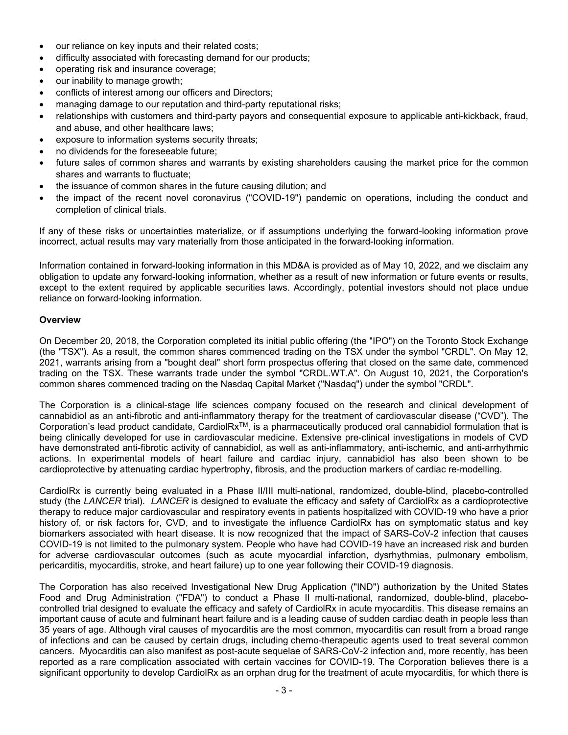- our reliance on key inputs and their related costs;
- difficulty associated with forecasting demand for our products;
- operating risk and insurance coverage;
- our inability to manage growth;
- conflicts of interest among our officers and Directors;
- managing damage to our reputation and third-party reputational risks;
- relationships with customers and third-party payors and consequential exposure to applicable anti-kickback, fraud, and abuse, and other healthcare laws;
- exposure to information systems security threats;
- no dividends for the foreseeable future;
- future sales of common shares and warrants by existing shareholders causing the market price for the common shares and warrants to fluctuate;
- the issuance of common shares in the future causing dilution; and
- the impact of the recent novel coronavirus ("COVID-19") pandemic on operations, including the conduct and completion of clinical trials.

If any of these risks or uncertainties materialize, or if assumptions underlying the forward-looking information prove incorrect, actual results may vary materially from those anticipated in the forward-looking information.

Information contained in forward-looking information in this MD&A is provided as of May 10, 2022, and we disclaim any obligation to update any forward-looking information, whether as a result of new information or future events or results, except to the extent required by applicable securities laws. Accordingly, potential investors should not place undue reliance on forward-looking information.

**Overview**

On December 20, 2018, the Corporation completed its initial public offering (the "IPO") on the Toronto Stock Exchange (the "TSX"). As a result, the common shares commenced trading on the TSX under the symbol "CRDL". On May 12, 2021, warrants arising from a "bought deal" short form prospectus offering that closed on the same date, commenced trading on the TSX. These warrants trade under the symbol "CRDL.WT.A". On August 10, 2021, the Corporation's common shares commenced trading on the Nasdaq Capital Market ("Nasdaq") under the symbol "CRDL".

The Corporation is a clinical-stage life sciences company focused on the research and clinical development of cannabidiol as an anti-fibrotic and anti-inflammatory therapy for the treatment of cardiovascular disease ("CVD"). The Corporation's lead product candidate, CardiolRx™, is a pharmaceutically produced oral cannabidiol formulation that is being clinically developed for use in cardiovascular medicine. Extensive pre-clinical investigations in models of CVD have demonstrated anti-fibrotic activity of cannabidiol, as well as anti-inflammatory, anti-ischemic, and anti-arrhythmic actions. In experimental models of heart failure and cardiac injury, cannabidiol has also been shown to be cardioprotective by attenuating cardiac hypertrophy, fibrosis, and the production markers of cardiac re-modelling.

CardiolRx is currently being evaluated in a Phase II/III multi-national, randomized, double-blind, placebo-controlled study (the *LANCER* trial). *LANCER* is designed to evaluate the efficacy and safety of CardiolRx as a cardioprotective therapy to reduce major cardiovascular and respiratory events in patients hospitalized with COVID-19 who have a prior history of, or risk factors for, CVD, and to investigate the influence CardiolRx has on symptomatic status and key biomarkers associated with heart disease. It is now recognized that the impact of SARS-CoV-2 infection that causes COVID-19 is not limited to the pulmonary system. People who have had COVID-19 have an increased risk and burden for adverse cardiovascular outcomes (such as acute myocardial infarction, dysrhythmias, pulmonary embolism, pericarditis, myocarditis, stroke, and heart failure) up to one year following their COVID-19 diagnosis.

The Corporation has also received Investigational New Drug Application ("IND") authorization by the United States Food and Drug Administration ("FDA") to conduct a Phase II multi-national, randomized, double-blind, placebo-controlled trial designed to evaluate the efficacy and safety of CardiolRx in acute myocarditis. This disease remains an important cause of acute and fulminant heart failure and is a leading cause of sudden cardiac death in people less than 35 years of age. Although viral causes of myocarditis are the most common, myocarditis can result from a broad range of infections and can be caused by certain drugs, including chemo-therapeutic agents used to treat several common cancers. Myocarditis can also manifest as post-acute sequelae of SARS-CoV-2 infection and, more recently, has been reported as a rare complication associated with certain vaccines for COVID-19. The Corporation believes there is a significant opportunity to develop CardiolRx as an orphan drug for the treatment of acute myocarditis, for which there is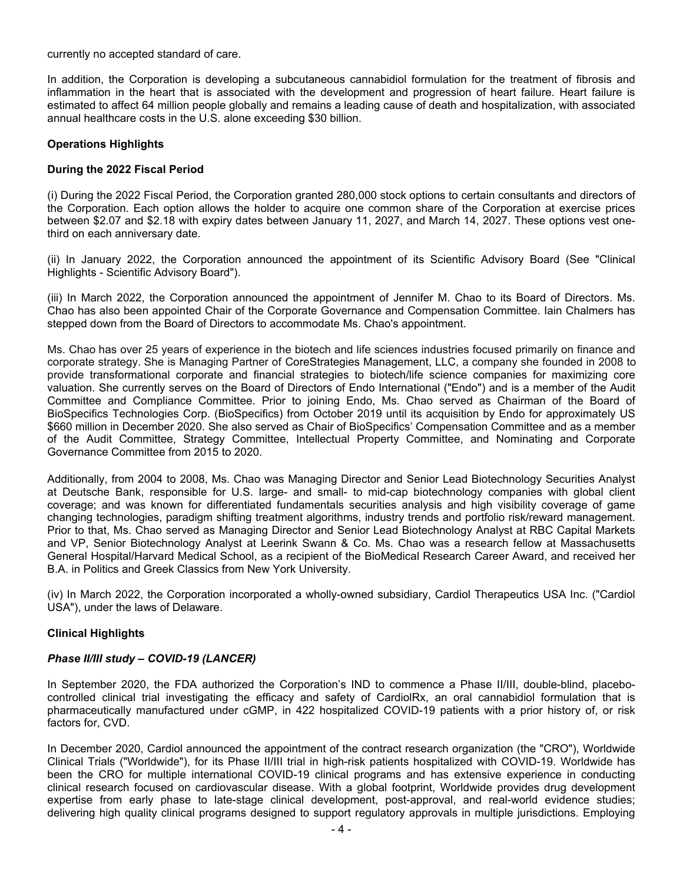currently no accepted standard of care.

In addition, the Corporation is developing a subcutaneous cannabidiol formulation for the treatment of fibrosis and inflammation in the heart that is associated with the development and progression of heart failure. Heart failure is estimated to affect 64 million people globally and remains a leading cause of death and hospitalization, with associated annual healthcare costs in the U.S. alone exceeding $30 billion.

**Operations Highlights**

**During the 2022 Fiscal Period**

(i) During the 2022 Fiscal Period, the Corporation granted 280,000 stock options to certain consultants and directors of the Corporation. Each option allows the holder to acquire one common share of the Corporation at exercise prices between $2.07 and $2.18 with expiry dates between January 11, 2027, and March 14, 2027. These options vest one-third on each anniversary date.

(ii) In January 2022, the Corporation announced the appointment of its Scientific Advisory Board (See "Clinical Highlights - Scientific Advisory Board").

(iii) In March 2022, the Corporation announced the appointment of Jennifer M. Chao to its Board of Directors. Ms. Chao has also been appointed Chair of the Corporate Governance and Compensation Committee. Iain Chalmers has stepped down from the Board of Directors to accommodate Ms. Chao's appointment.

Ms. Chao has over 25 years of experience in the biotech and life sciences industries focused primarily on finance and corporate strategy. She is Managing Partner of CoreStrategies Management, LLC, a company she founded in 2008 to provide transformational corporate and financial strategies to biotech/life science companies for maximizing core valuation. She currently serves on the Board of Directors of Endo International ("Endo") and is a member of the Audit Committee and Compliance Committee. Prior to joining Endo, Ms. Chao served as Chairman of the Board of BioSpecifics Technologies Corp. (BioSpecifics) from October 2019 until its acquisition by Endo for approximately US $660 million in December 2020. She also served as Chair of BioSpecifics' Compensation Committee and as a member of the Audit Committee, Strategy Committee, Intellectual Property Committee, and Nominating and Corporate Governance Committee from 2015 to 2020.

Additionally, from 2004 to 2008, Ms. Chao was Managing Director and Senior Lead Biotechnology Securities Analyst at Deutsche Bank, responsible for U.S. large- and small- to mid-cap biotechnology companies with global client coverage; and was known for differentiated fundamentals securities analysis and high visibility coverage of game changing technologies, paradigm shifting treatment algorithms, industry trends and portfolio risk/reward management. Prior to that, Ms. Chao served as Managing Director and Senior Lead Biotechnology Analyst at RBC Capital Markets and VP, Senior Biotechnology Analyst at Leerink Swann & Co. Ms. Chao was a research fellow at Massachusetts General Hospital/Harvard Medical School, as a recipient of the BioMedical Research Career Award, and received her B.A. in Politics and Greek Classics from New York University.

(iv) In March 2022, the Corporation incorporated a wholly-owned subsidiary, Cardiol Therapeutics USA Inc. ("Cardiol USA"), under the laws of Delaware.

**Clinical Highlights**

***Phase II/III study – COVID-19 (LANCER)***

In September 2020, the FDA authorized the Corporation's IND to commence a Phase II/III, double-blind, placebo-controlled clinical trial investigating the efficacy and safety of CardiolRx, an oral cannabidiol formulation that is pharmaceutically manufactured under cGMP, in 422 hospitalized COVID-19 patients with a prior history of, or risk factors for, CVD.

In December 2020, Cardiol announced the appointment of the contract research organization (the "CRO"), Worldwide Clinical Trials ("Worldwide"), for its Phase II/III trial in high-risk patients hospitalized with COVID-19. Worldwide has been the CRO for multiple international COVID-19 clinical programs and has extensive experience in conducting clinical research focused on cardiovascular disease. With a global footprint, Worldwide provides drug development expertise from early phase to late-stage clinical development, post-approval, and real-world evidence studies; delivering high quality clinical programs designed to support regulatory approvals in multiple jurisdictions. Employing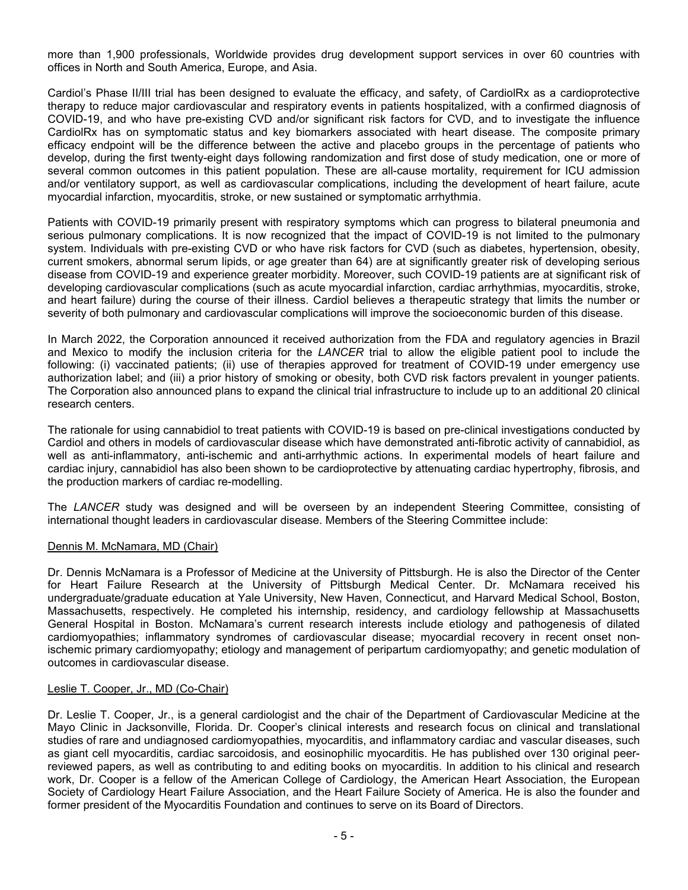more than 1,900 professionals, Worldwide provides drug development support services in over 60 countries with offices in North and South America, Europe, and Asia.

Cardiol's Phase II/III trial has been designed to evaluate the efficacy, and safety, of CardiolRx as a cardioprotective therapy to reduce major cardiovascular and respiratory events in patients hospitalized, with a confirmed diagnosis of COVID-19, and who have pre-existing CVD and/or significant risk factors for CVD, and to investigate the influence CardiolRx has on symptomatic status and key biomarkers associated with heart disease. The composite primary efficacy endpoint will be the difference between the active and placebo groups in the percentage of patients who develop, during the first twenty-eight days following randomization and first dose of study medication, one or more of several common outcomes in this patient population. These are all-cause mortality, requirement for ICU admission and/or ventilatory support, as well as cardiovascular complications, including the development of heart failure, acute myocardial infarction, myocarditis, stroke, or new sustained or symptomatic arrhythmia.

Patients with COVID-19 primarily present with respiratory symptoms which can progress to bilateral pneumonia and serious pulmonary complications. It is now recognized that the impact of COVID-19 is not limited to the pulmonary system. Individuals with pre-existing CVD or who have risk factors for CVD (such as diabetes, hypertension, obesity, current smokers, abnormal serum lipids, or age greater than 64) are at significantly greater risk of developing serious disease from COVID-19 and experience greater morbidity. Moreover, such COVID-19 patients are at significant risk of developing cardiovascular complications (such as acute myocardial infarction, cardiac arrhythmias, myocarditis, stroke, and heart failure) during the course of their illness. Cardiol believes a therapeutic strategy that limits the number or severity of both pulmonary and cardiovascular complications will improve the socioeconomic burden of this disease.

In March 2022, the Corporation announced it received authorization from the FDA and regulatory agencies in Brazil and Mexico to modify the inclusion criteria for the *LANCER* trial to allow the eligible patient pool to include the following: (i) vaccinated patients; (ii) use of therapies approved for treatment of COVID-19 under emergency use authorization label; and (iii) a prior history of smoking or obesity, both CVD risk factors prevalent in younger patients. The Corporation also announced plans to expand the clinical trial infrastructure to include up to an additional 20 clinical research centers.

The rationale for using cannabidiol to treat patients with COVID-19 is based on pre-clinical investigations conducted by Cardiol and others in models of cardiovascular disease which have demonstrated anti-fibrotic activity of cannabidiol, as well as anti-inflammatory, anti-ischemic and anti-arrhythmic actions. In experimental models of heart failure and cardiac injury, cannabidiol has also been shown to be cardioprotective by attenuating cardiac hypertrophy, fibrosis, and the production markers of cardiac re-modelling.

The *LANCER* study was designed and will be overseen by an independent Steering Committee, consisting of international thought leaders in cardiovascular disease. Members of the Steering Committee include:

Dennis M. McNamara, MD (Chair)

Dr. Dennis McNamara is a Professor of Medicine at the University of Pittsburgh. He is also the Director of the Center for Heart Failure Research at the University of Pittsburgh Medical Center. Dr. McNamara received his undergraduate/graduate education at Yale University, New Haven, Connecticut, and Harvard Medical School, Boston, Massachusetts, respectively. He completed his internship, residency, and cardiology fellowship at Massachusetts General Hospital in Boston. McNamara's current research interests include etiology and pathogenesis of dilated cardiomyopathies; inflammatory syndromes of cardiovascular disease; myocardial recovery in recent onset non-ischemic primary cardiomyopathy; etiology and management of peripartum cardiomyopathy; and genetic modulation of outcomes in cardiovascular disease.

Leslie T. Cooper, Jr., MD (Co-Chair)

Dr. Leslie T. Cooper, Jr., is a general cardiologist and the chair of the Department of Cardiovascular Medicine at the Mayo Clinic in Jacksonville, Florida. Dr. Cooper's clinical interests and research focus on clinical and translational studies of rare and undiagnosed cardiomyopathies, myocarditis, and inflammatory cardiac and vascular diseases, such as giant cell myocarditis, cardiac sarcoidosis, and eosinophilic myocarditis. He has published over 130 original peer-reviewed papers, as well as contributing to and editing books on myocarditis. In addition to his clinical and research work, Dr. Cooper is a fellow of the American College of Cardiology, the American Heart Association, the European Society of Cardiology Heart Failure Association, and the Heart Failure Society of America. He is also the founder and former president of the Myocarditis Foundation and continues to serve on its Board of Directors.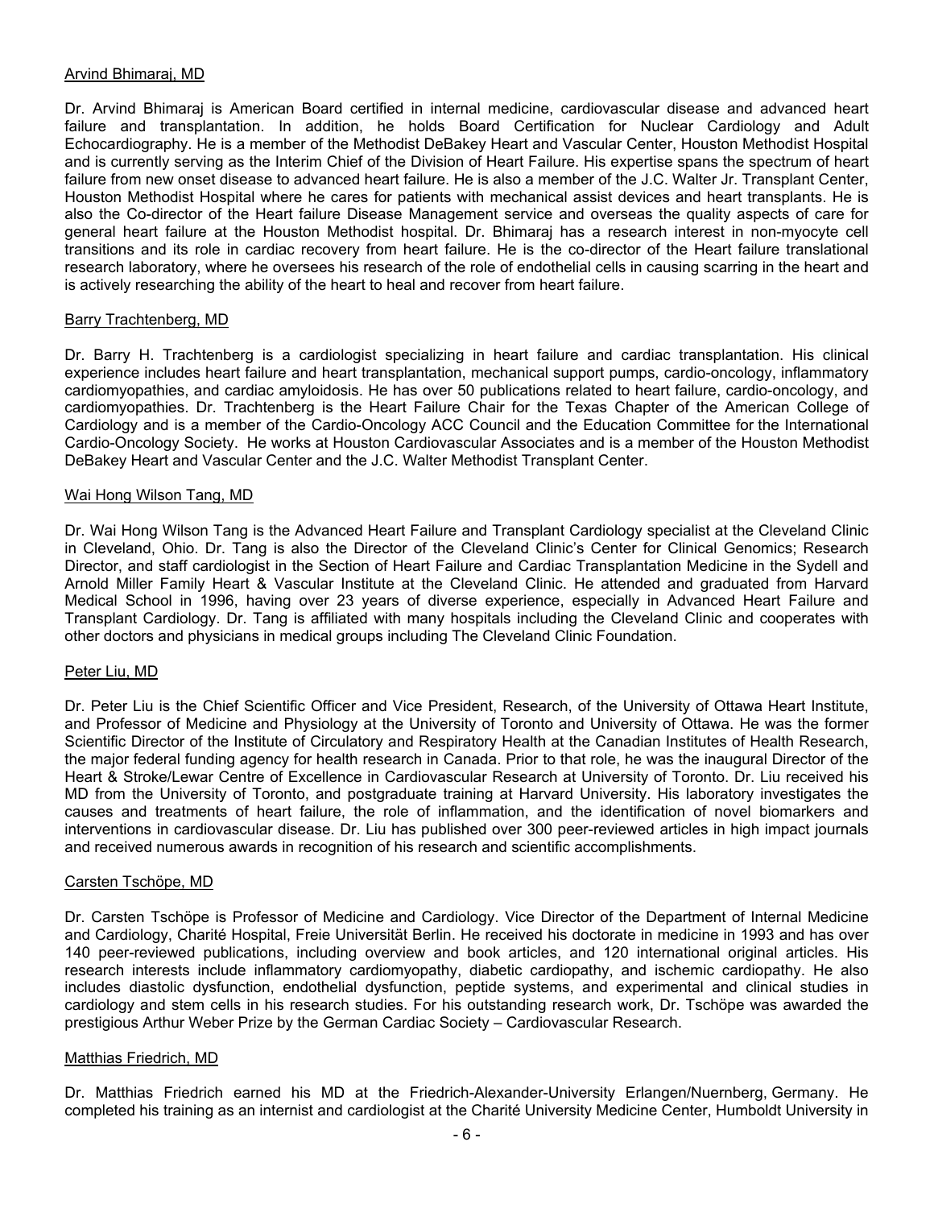Arvind Bhimaraj, MD

Dr. Arvind Bhimaraj is American Board certified in internal medicine, cardiovascular disease and advanced heart failure and transplantation. In addition, he holds Board Certification for Nuclear Cardiology and Adult Echocardiography. He is a member of the Methodist DeBakey Heart and Vascular Center, Houston Methodist Hospital and is currently serving as the Interim Chief of the Division of Heart Failure. His expertise spans the spectrum of heart failure from new onset disease to advanced heart failure. He is also a member of the J.C. Walter Jr. Transplant Center, Houston Methodist Hospital where he cares for patients with mechanical assist devices and heart transplants. He is also the Co-director of the Heart failure Disease Management service and overseas the quality aspects of care for general heart failure at the Houston Methodist hospital. Dr. Bhimaraj has a research interest in non-myocyte cell transitions and its role in cardiac recovery from heart failure. He is the co-director of the Heart failure translational research laboratory, where he oversees his research of the role of endothelial cells in causing scarring in the heart and is actively researching the ability of the heart to heal and recover from heart failure.

Barry Trachtenberg, MD

Dr. Barry H. Trachtenberg is a cardiologist specializing in heart failure and cardiac transplantation. His clinical experience includes heart failure and heart transplantation, mechanical support pumps, cardio-oncology, inflammatory cardiomyopathies, and cardiac amyloidosis. He has over 50 publications related to heart failure, cardio-oncology, and cardiomyopathies. Dr. Trachtenberg is the Heart Failure Chair for the Texas Chapter of the American College of Cardiology and is a member of the Cardio-Oncology ACC Council and the Education Committee for the International Cardio-Oncology Society. He works at Houston Cardiovascular Associates and is a member of the Houston Methodist DeBakey Heart and Vascular Center and the J.C. Walter Methodist Transplant Center.

Wai Hong Wilson Tang, MD

Dr. Wai Hong Wilson Tang is the Advanced Heart Failure and Transplant Cardiology specialist at the Cleveland Clinic in Cleveland, Ohio. Dr. Tang is also the Director of the Cleveland Clinic's Center for Clinical Genomics; Research Director, and staff cardiologist in the Section of Heart Failure and Cardiac Transplantation Medicine in the Sydell and Arnold Miller Family Heart & Vascular Institute at the Cleveland Clinic. He attended and graduated from Harvard Medical School in 1996, having over 23 years of diverse experience, especially in Advanced Heart Failure and Transplant Cardiology. Dr. Tang is affiliated with many hospitals including the Cleveland Clinic and cooperates with other doctors and physicians in medical groups including The Cleveland Clinic Foundation.

Peter Liu, MD

Dr. Peter Liu is the Chief Scientific Officer and Vice President, Research, of the University of Ottawa Heart Institute, and Professor of Medicine and Physiology at the University of Toronto and University of Ottawa. He was the former Scientific Director of the Institute of Circulatory and Respiratory Health at the Canadian Institutes of Health Research, the major federal funding agency for health research in Canada. Prior to that role, he was the inaugural Director of the Heart & Stroke/Lewar Centre of Excellence in Cardiovascular Research at University of Toronto. Dr. Liu received his MD from the University of Toronto, and postgraduate training at Harvard University. His laboratory investigates the causes and treatments of heart failure, the role of inflammation, and the identification of novel biomarkers and interventions in cardiovascular disease. Dr. Liu has published over 300 peer-reviewed articles in high impact journals and received numerous awards in recognition of his research and scientific accomplishments.

Carsten Tschöpe, MD

Dr. Carsten Tschöpe is Professor of Medicine and Cardiology. Vice Director of the Department of Internal Medicine and Cardiology, Charité Hospital, Freie Universität Berlin. He received his doctorate in medicine in 1993 and has over 140 peer-reviewed publications, including overview and book articles, and 120 international original articles. His research interests include inflammatory cardiomyopathy, diabetic cardiopathy, and ischemic cardiopathy. He also includes diastolic dysfunction, endothelial dysfunction, peptide systems, and experimental and clinical studies in cardiology and stem cells in his research studies. For his outstanding research work, Dr. Tschöpe was awarded the prestigious Arthur Weber Prize by the German Cardiac Society – Cardiovascular Research.

Matthias Friedrich, MD

Dr. Matthias Friedrich earned his MD at the Friedrich-Alexander-University Erlangen/Nuernberg, Germany. He completed his training as an internist and cardiologist at the Charité University Medicine Center, Humboldt University in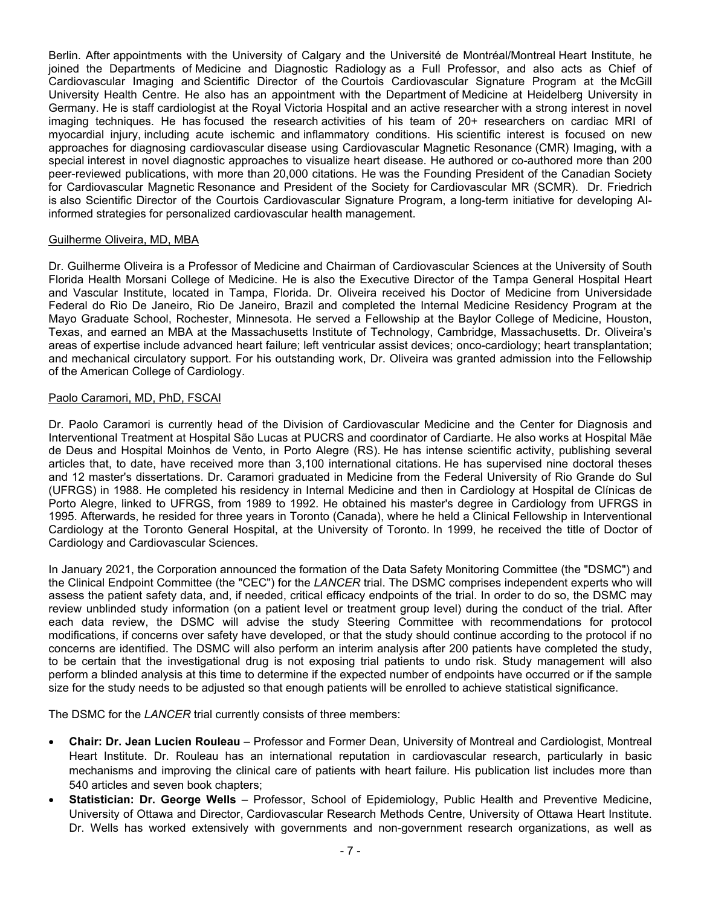Berlin. After appointments with the University of Calgary and the Université de Montréal/Montreal Heart Institute, he joined the Departments of Medicine and Diagnostic Radiology as a Full Professor, and also acts as Chief of Cardiovascular Imaging and Scientific Director of the Courtois Cardiovascular Signature Program at the McGill University Health Centre. He also has an appointment with the Department of Medicine at Heidelberg University in Germany. He is staff cardiologist at the Royal Victoria Hospital and an active researcher with a strong interest in novel imaging techniques. He has focused the research activities of his team of 20+ researchers on cardiac MRI of myocardial injury, including acute ischemic and inflammatory conditions. His scientific interest is focused on new approaches for diagnosing cardiovascular disease using Cardiovascular Magnetic Resonance (CMR) Imaging, with a special interest in novel diagnostic approaches to visualize heart disease. He authored or co-authored more than 200 peer-reviewed publications, with more than 20,000 citations. He was the Founding President of the Canadian Society for Cardiovascular Magnetic Resonance and President of the Society for Cardiovascular MR (SCMR). Dr. Friedrich is also Scientific Director of the Courtois Cardiovascular Signature Program, a long-term initiative for developing AI-informed strategies for personalized cardiovascular health management.

Guilherme Oliveira, MD, MBA

Dr. Guilherme Oliveira is a Professor of Medicine and Chairman of Cardiovascular Sciences at the University of South Florida Health Morsani College of Medicine. He is also the Executive Director of the Tampa General Hospital Heart and Vascular Institute, located in Tampa, Florida. Dr. Oliveira received his Doctor of Medicine from Universidade Federal do Rio De Janeiro, Rio De Janeiro, Brazil and completed the Internal Medicine Residency Program at the Mayo Graduate School, Rochester, Minnesota. He served a Fellowship at the Baylor College of Medicine, Houston, Texas, and earned an MBA at the Massachusetts Institute of Technology, Cambridge, Massachusetts. Dr. Oliveira's areas of expertise include advanced heart failure; left ventricular assist devices; onco-cardiology; heart transplantation; and mechanical circulatory support. For his outstanding work, Dr. Oliveira was granted admission into the Fellowship of the American College of Cardiology.

Paolo Caramori, MD, PhD, FSCAI

Dr. Paolo Caramori is currently head of the Division of Cardiovascular Medicine and the Center for Diagnosis and Interventional Treatment at Hospital São Lucas at PUCRS and coordinator of Cardiarte. He also works at Hospital Mãe de Deus and Hospital Moinhos de Vento, in Porto Alegre (RS). He has intense scientific activity, publishing several articles that, to date, have received more than 3,100 international citations. He has supervised nine doctoral theses and 12 master's dissertations. Dr. Caramori graduated in Medicine from the Federal University of Rio Grande do Sul (UFRGS) in 1988. He completed his residency in Internal Medicine and then in Cardiology at Hospital de Clínicas de Porto Alegre, linked to UFRGS, from 1989 to 1992. He obtained his master's degree in Cardiology from UFRGS in 1995. Afterwards, he resided for three years in Toronto (Canada), where he held a Clinical Fellowship in Interventional Cardiology at the Toronto General Hospital, at the University of Toronto. In 1999, he received the title of Doctor of Cardiology and Cardiovascular Sciences.

In January 2021, the Corporation announced the formation of the Data Safety Monitoring Committee (the "DSMC") and the Clinical Endpoint Committee (the "CEC") for the *LANCER* trial. The DSMC comprises independent experts who will assess the patient safety data, and, if needed, critical efficacy endpoints of the trial. In order to do so, the DSMC may review unblinded study information (on a patient level or treatment group level) during the conduct of the trial. After each data review, the DSMC will advise the study Steering Committee with recommendations for protocol modifications, if concerns over safety have developed, or that the study should continue according to the protocol if no concerns are identified. The DSMC will also perform an interim analysis after 200 patients have completed the study, to be certain that the investigational drug is not exposing trial patients to undo risk. Study management will also perform a blinded analysis at this time to determine if the expected number of endpoints have occurred or if the sample size for the study needs to be adjusted so that enough patients will be enrolled to achieve statistical significance.

The DSMC for the *LANCER* trial currently consists of three members:

- **Chair: Dr. Jean Lucien Rouleau** – Professor and Former Dean, University of Montreal and Cardiologist, Montreal Heart Institute. Dr. Rouleau has an international reputation in cardiovascular research, particularly in basic mechanisms and improving the clinical care of patients with heart failure. His publication list includes more than 540 articles and seven book chapters;
- **Statistician: Dr. George Wells** – Professor, School of Epidemiology, Public Health and Preventive Medicine, University of Ottawa and Director, Cardiovascular Research Methods Centre, University of Ottawa Heart Institute. Dr. Wells has worked extensively with governments and non-government research organizations, as well as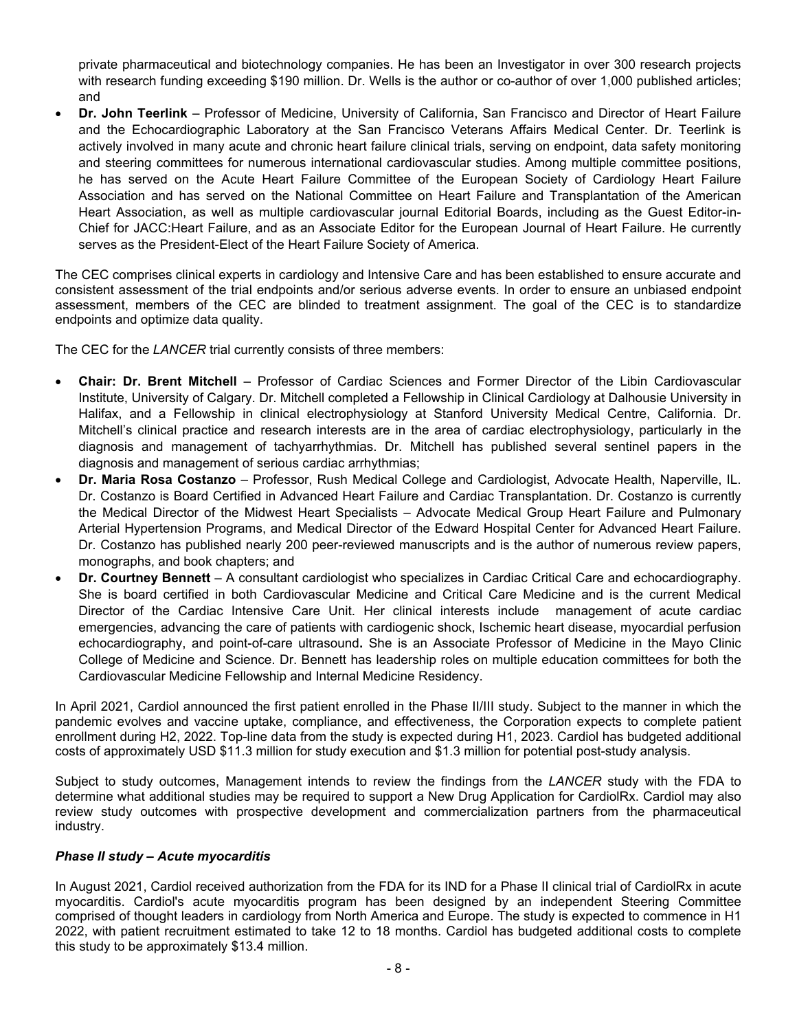private pharmaceutical and biotechnology companies. He has been an Investigator in over 300 research projects with research funding exceeding $190 million. Dr. Wells is the author or co-author of over 1,000 published articles; and

- **Dr. John Teerlink** – Professor of Medicine, University of California, San Francisco and Director of Heart Failure and the Echocardiographic Laboratory at the San Francisco Veterans Affairs Medical Center. Dr. Teerlink is actively involved in many acute and chronic heart failure clinical trials, serving on endpoint, data safety monitoring and steering committees for numerous international cardiovascular studies. Among multiple committee positions, he has served on the Acute Heart Failure Committee of the European Society of Cardiology Heart Failure Association and has served on the National Committee on Heart Failure and Transplantation of the American Heart Association, as well as multiple cardiovascular journal Editorial Boards, including as the Guest Editor-in-Chief for JACC:Heart Failure, and as an Associate Editor for the European Journal of Heart Failure. He currently serves as the President-Elect of the Heart Failure Society of America.

The CEC comprises clinical experts in cardiology and Intensive Care and has been established to ensure accurate and consistent assessment of the trial endpoints and/or serious adverse events. In order to ensure an unbiased endpoint assessment, members of the CEC are blinded to treatment assignment. The goal of the CEC is to standardize endpoints and optimize data quality.

The CEC for the *LANCER* trial currently consists of three members:

- **Chair: Dr. Brent Mitchell** – Professor of Cardiac Sciences and Former Director of the Libin Cardiovascular Institute, University of Calgary. Dr. Mitchell completed a Fellowship in Clinical Cardiology at Dalhousie University in Halifax, and a Fellowship in clinical electrophysiology at Stanford University Medical Centre, California. Dr. Mitchell's clinical practice and research interests are in the area of cardiac electrophysiology, particularly in the diagnosis and management of tachyarrhythmias. Dr. Mitchell has published several sentinel papers in the diagnosis and management of serious cardiac arrhythmias;
- **Dr. Maria Rosa Costanzo** – Professor, Rush Medical College and Cardiologist, Advocate Health, Naperville, IL. Dr. Costanzo is Board Certified in Advanced Heart Failure and Cardiac Transplantation. Dr. Costanzo is currently the Medical Director of the Midwest Heart Specialists – Advocate Medical Group Heart Failure and Pulmonary Arterial Hypertension Programs, and Medical Director of the Edward Hospital Center for Advanced Heart Failure. Dr. Costanzo has published nearly 200 peer-reviewed manuscripts and is the author of numerous review papers, monographs, and book chapters; and
- **Dr. Courtney Bennett** – A consultant cardiologist who specializes in Cardiac Critical Care and echocardiography. She is board certified in both Cardiovascular Medicine and Critical Care Medicine and is the current Medical Director of the Cardiac Intensive Care Unit. Her clinical interests include management of acute cardiac emergencies, advancing the care of patients with cardiogenic shock, Ischemic heart disease, myocardial perfusion echocardiography, and point-of-care ultrasound. She is an Associate Professor of Medicine in the Mayo Clinic College of Medicine and Science. Dr. Bennett has leadership roles on multiple education committees for both the Cardiovascular Medicine Fellowship and Internal Medicine Residency.

In April 2021, Cardiol announced the first patient enrolled in the Phase II/III study. Subject to the manner in which the pandemic evolves and vaccine uptake, compliance, and effectiveness, the Corporation expects to complete patient enrollment during H2, 2022. Top-line data from the study is expected during H1, 2023. Cardiol has budgeted additional costs of approximately USD $11.3 million for study execution and $1.3 million for potential post-study analysis.

Subject to study outcomes, Management intends to review the findings from the *LANCER* study with the FDA to determine what additional studies may be required to support a New Drug Application for CardiolRx. Cardiol may also review study outcomes with prospective development and commercialization partners from the pharmaceutical industry.

### *Phase II study – Acute myocarditis*

In August 2021, Cardiol received authorization from the FDA for its IND for a Phase II clinical trial of CardiolRx in acute myocarditis. Cardiol's acute myocarditis program has been designed by an independent Steering Committee comprised of thought leaders in cardiology from North America and Europe. The study is expected to commence in H1 2022, with patient recruitment estimated to take 12 to 18 months. Cardiol has budgeted additional costs to complete this study to be approximately $13.4 million.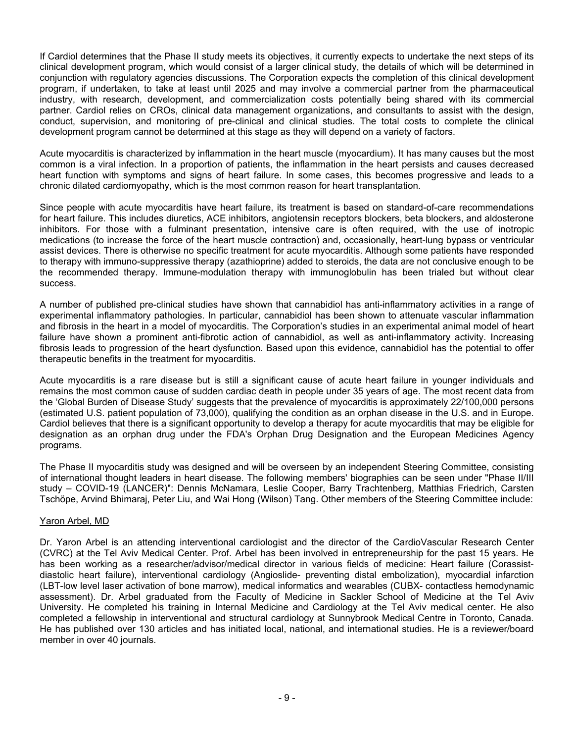If Cardiol determines that the Phase II study meets its objectives, it currently expects to undertake the next steps of its clinical development program, which would consist of a larger clinical study, the details of which will be determined in conjunction with regulatory agencies discussions. The Corporation expects the completion of this clinical development program, if undertaken, to take at least until 2025 and may involve a commercial partner from the pharmaceutical industry, with research, development, and commercialization costs potentially being shared with its commercial partner. Cardiol relies on CROs, clinical data management organizations, and consultants to assist with the design, conduct, supervision, and monitoring of pre-clinical and clinical studies. The total costs to complete the clinical development program cannot be determined at this stage as they will depend on a variety of factors.

Acute myocarditis is characterized by inflammation in the heart muscle (myocardium). It has many causes but the most common is a viral infection. In a proportion of patients, the inflammation in the heart persists and causes decreased heart function with symptoms and signs of heart failure. In some cases, this becomes progressive and leads to a chronic dilated cardiomyopathy, which is the most common reason for heart transplantation.

Since people with acute myocarditis have heart failure, its treatment is based on standard-of-care recommendations for heart failure. This includes diuretics, ACE inhibitors, angiotensin receptors blockers, beta blockers, and aldosterone inhibitors. For those with a fulminant presentation, intensive care is often required, with the use of inotropic medications (to increase the force of the heart muscle contraction) and, occasionally, heart-lung bypass or ventricular assist devices. There is otherwise no specific treatment for acute myocarditis. Although some patients have responded to therapy with immuno-suppressive therapy (azathioprine) added to steroids, the data are not conclusive enough to be the recommended therapy. Immune-modulation therapy with immunoglobulin has been trialed but without clear success.

A number of published pre-clinical studies have shown that cannabidiol has anti-inflammatory activities in a range of experimental inflammatory pathologies. In particular, cannabidiol has been shown to attenuate vascular inflammation and fibrosis in the heart in a model of myocarditis. The Corporation's studies in an experimental animal model of heart failure have shown a prominent anti-fibrotic action of cannabidiol, as well as anti-inflammatory activity. Increasing fibrosis leads to progression of the heart dysfunction. Based upon this evidence, cannabidiol has the potential to offer therapeutic benefits in the treatment for myocarditis.

Acute myocarditis is a rare disease but is still a significant cause of acute heart failure in younger individuals and remains the most common cause of sudden cardiac death in people under 35 years of age. The most recent data from the 'Global Burden of Disease Study' suggests that the prevalence of myocarditis is approximately 22/100,000 persons (estimated U.S. patient population of 73,000), qualifying the condition as an orphan disease in the U.S. and in Europe. Cardiol believes that there is a significant opportunity to develop a therapy for acute myocarditis that may be eligible for designation as an orphan drug under the FDA's Orphan Drug Designation and the European Medicines Agency programs.

The Phase II myocarditis study was designed and will be overseen by an independent Steering Committee, consisting of international thought leaders in heart disease. The following members' biographies can be seen under "Phase II/III study – COVID-19 (LANCER)": Dennis McNamara, Leslie Cooper, Barry Trachtenberg, Matthias Friedrich, Carsten Tschöpe, Arvind Bhimaraj, Peter Liu, and Wai Hong (Wilson) Tang. Other members of the Steering Committee include:

Yaron Arbel, MD

Dr. Yaron Arbel is an attending interventional cardiologist and the director of the CardioVascular Research Center (CVRC) at the Tel Aviv Medical Center. Prof. Arbel has been involved in entrepreneurship for the past 15 years. He has been working as a researcher/advisor/medical director in various fields of medicine: Heart failure (Corassist-diastolic heart failure), interventional cardiology (Angioslide- preventing distal embolization), myocardial infarction (LBT-low level laser activation of bone marrow), medical informatics and wearables (CUBX- contactless hemodynamic assessment). Dr. Arbel graduated from the Faculty of Medicine in Sackler School of Medicine at the Tel Aviv University. He completed his training in Internal Medicine and Cardiology at the Tel Aviv medical center. He also completed a fellowship in interventional and structural cardiology at Sunnybrook Medical Centre in Toronto, Canada. He has published over 130 articles and has initiated local, national, and international studies. He is a reviewer/board member in over 40 journals.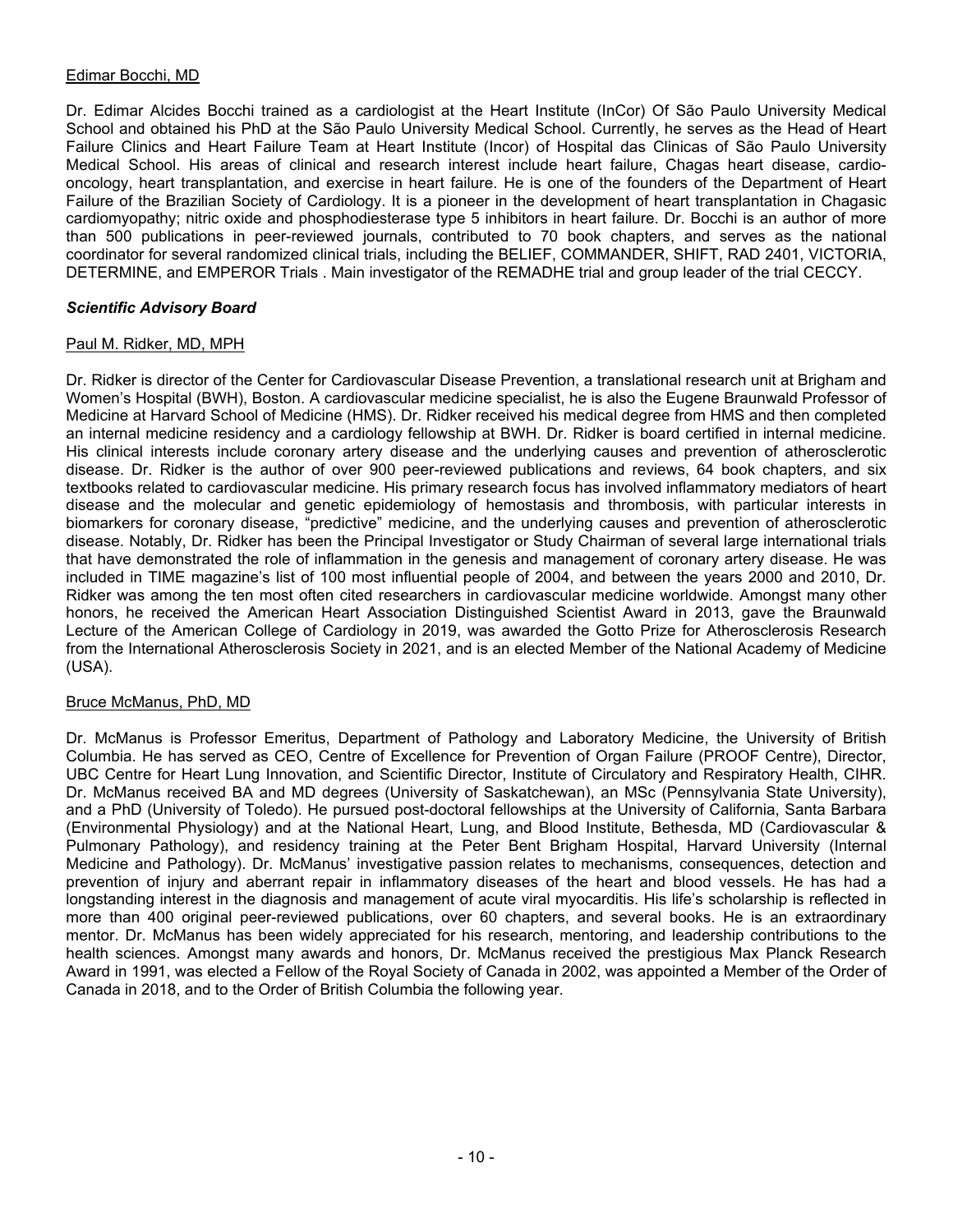Edimar Bocchi, MD

Dr. Edimar Alcides Bocchi trained as a cardiologist at the Heart Institute (InCor) Of São Paulo University Medical School and obtained his PhD at the São Paulo University Medical School. Currently, he serves as the Head of Heart Failure Clinics and Heart Failure Team at Heart Institute (Incor) of Hospital das Clinicas of São Paulo University Medical School. His areas of clinical and research interest include heart failure, Chagas heart disease, cardio-oncology, heart transplantation, and exercise in heart failure. He is one of the founders of the Department of Heart Failure of the Brazilian Society of Cardiology. It is a pioneer in the development of heart transplantation in Chagasic cardiomyopathy; nitric oxide and phosphodiesterase type 5 inhibitors in heart failure. Dr. Bocchi is an author of more than 500 publications in peer-reviewed journals, contributed to 70 book chapters, and serves as the national coordinator for several randomized clinical trials, including the BELIEF, COMMANDER, SHIFT, RAD 2401, VICTORIA, DETERMINE, and EMPEROR Trials . Main investigator of the REMADHE trial and group leader of the trial CECCY.

***Scientific Advisory Board***

Paul M. Ridker, MD, MPH

Dr. Ridker is director of the Center for Cardiovascular Disease Prevention, a translational research unit at Brigham and Women's Hospital (BWH), Boston. A cardiovascular medicine specialist, he is also the Eugene Braunwald Professor of Medicine at Harvard School of Medicine (HMS). Dr. Ridker received his medical degree from HMS and then completed an internal medicine residency and a cardiology fellowship at BWH. Dr. Ridker is board certified in internal medicine. His clinical interests include coronary artery disease and the underlying causes and prevention of atherosclerotic disease. Dr. Ridker is the author of over 900 peer-reviewed publications and reviews, 64 book chapters, and six textbooks related to cardiovascular medicine. His primary research focus has involved inflammatory mediators of heart disease and the molecular and genetic epidemiology of hemostasis and thrombosis, with particular interests in biomarkers for coronary disease, "predictive" medicine, and the underlying causes and prevention of atherosclerotic disease. Notably, Dr. Ridker has been the Principal Investigator or Study Chairman of several large international trials that have demonstrated the role of inflammation in the genesis and management of coronary artery disease. He was included in TIME magazine's list of 100 most influential people of 2004, and between the years 2000 and 2010, Dr. Ridker was among the ten most often cited researchers in cardiovascular medicine worldwide. Amongst many other honors, he received the American Heart Association Distinguished Scientist Award in 2013, gave the Braunwald Lecture of the American College of Cardiology in 2019, was awarded the Gotto Prize for Atherosclerosis Research from the International Atherosclerosis Society in 2021, and is an elected Member of the National Academy of Medicine (USA).

Bruce McManus, PhD, MD

Dr. McManus is Professor Emeritus, Department of Pathology and Laboratory Medicine, the University of British Columbia. He has served as CEO, Centre of Excellence for Prevention of Organ Failure (PROOF Centre), Director, UBC Centre for Heart Lung Innovation, and Scientific Director, Institute of Circulatory and Respiratory Health, CIHR. Dr. McManus received BA and MD degrees (University of Saskatchewan), an MSc (Pennsylvania State University), and a PhD (University of Toledo). He pursued post-doctoral fellowships at the University of California, Santa Barbara (Environmental Physiology) and at the National Heart, Lung, and Blood Institute, Bethesda, MD (Cardiovascular & Pulmonary Pathology), and residency training at the Peter Bent Brigham Hospital, Harvard University (Internal Medicine and Pathology). Dr. McManus' investigative passion relates to mechanisms, consequences, detection and prevention of injury and aberrant repair in inflammatory diseases of the heart and blood vessels. He has had a longstanding interest in the diagnosis and management of acute viral myocarditis. His life's scholarship is reflected in more than 400 original peer-reviewed publications, over 60 chapters, and several books. He is an extraordinary mentor. Dr. McManus has been widely appreciated for his research, mentoring, and leadership contributions to the health sciences. Amongst many awards and honors, Dr. McManus received the prestigious Max Planck Research Award in 1991, was elected a Fellow of the Royal Society of Canada in 2002, was appointed a Member of the Order of Canada in 2018, and to the Order of British Columbia the following year.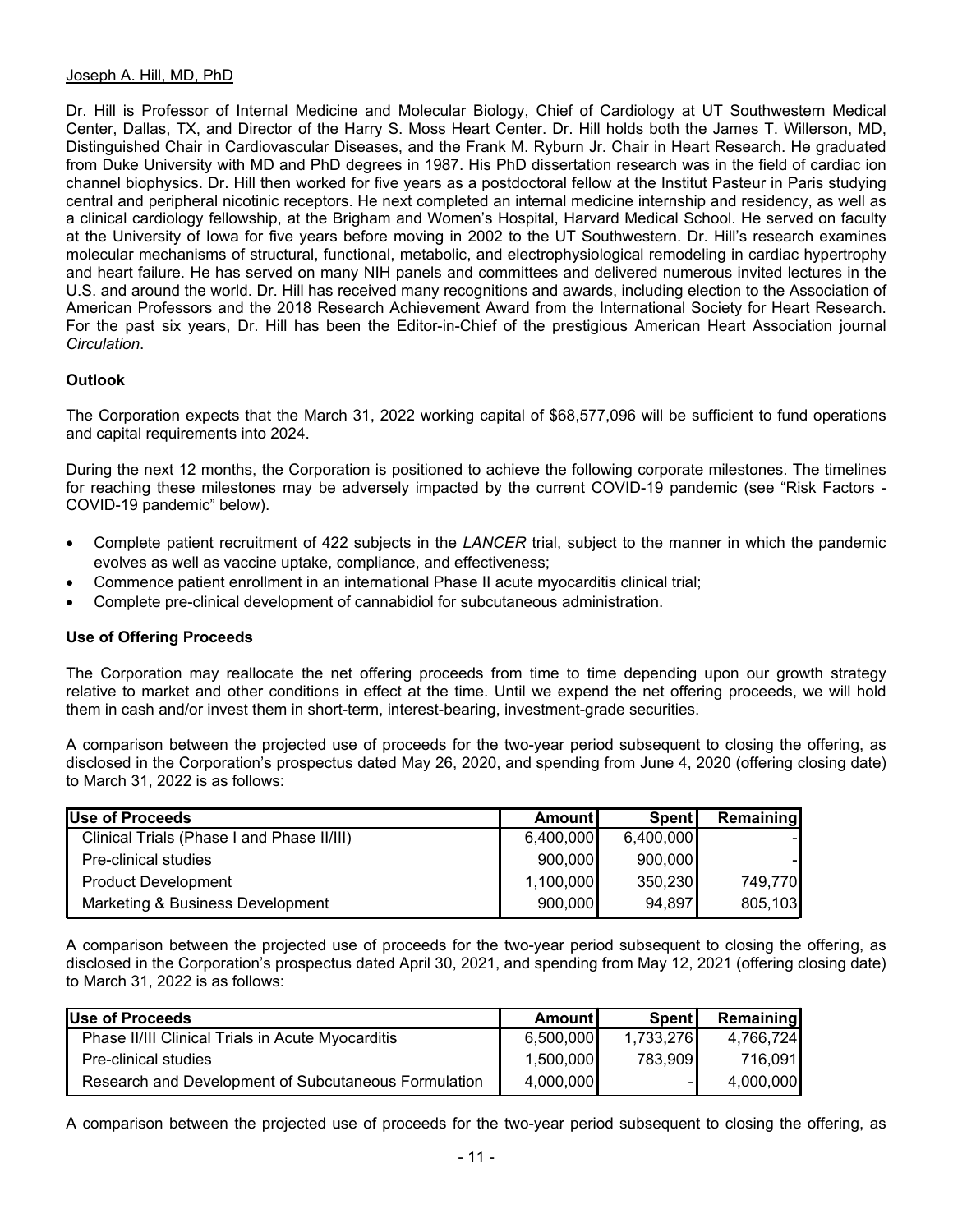<u>Joseph A. Hill, MD, PhD</u>

Dr. Hill is Professor of Internal Medicine and Molecular Biology, Chief of Cardiology at UT Southwestern Medical Center, Dallas, TX, and Director of the Harry S. Moss Heart Center. Dr. Hill holds both the James T. Willerson, MD, Distinguished Chair in Cardiovascular Diseases, and the Frank M. Ryburn Jr. Chair in Heart Research. He graduated from Duke University with MD and PhD degrees in 1987. His PhD dissertation research was in the field of cardiac ion channel biophysics. Dr. Hill then worked for five years as a postdoctoral fellow at the Institut Pasteur in Paris studying central and peripheral nicotinic receptors. He next completed an internal medicine internship and residency, as well as a clinical cardiology fellowship, at the Brigham and Women's Hospital, Harvard Medical School. He served on faculty at the University of Iowa for five years before moving in 2002 to the UT Southwestern. Dr. Hill's research examines molecular mechanisms of structural, functional, metabolic, and electrophysiological remodeling in cardiac hypertrophy and heart failure. He has served on many NIH panels and committees and delivered numerous invited lectures in the U.S. and around the world. Dr. Hill has received many recognitions and awards, including election to the Association of American Professors and the 2018 Research Achievement Award from the International Society for Heart Research. For the past six years, Dr. Hill has been the Editor-in-Chief of the prestigious American Heart Association journal *Circulation*.

**Outlook**

The Corporation expects that the March 31, 2022 working capital of $68,577,096 will be sufficient to fund operations and capital requirements into 2024.

During the next 12 months, the Corporation is positioned to achieve the following corporate milestones. The timelines for reaching these milestones may be adversely impacted by the current COVID-19 pandemic (see "Risk Factors - COVID-19 pandemic" below).

- Complete patient recruitment of 422 subjects in the *LANCER* trial, subject to the manner in which the pandemic evolves as well as vaccine uptake, compliance, and effectiveness;
- Commence patient enrollment in an international Phase II acute myocarditis clinical trial;
- Complete pre-clinical development of cannabidiol for subcutaneous administration.

**Use of Offering Proceeds**

The Corporation may reallocate the net offering proceeds from time to time depending upon our growth strategy relative to market and other conditions in effect at the time. Until we expend the net offering proceeds, we will hold them in cash and/or invest them in short-term, interest-bearing, investment-grade securities.

A comparison between the projected use of proceeds for the two-year period subsequent to closing the offering, as disclosed in the Corporation's prospectus dated May 26, 2020, and spending from June 4, 2020 (offering closing date) to March 31, 2022 is as follows:

| Use of Proceeds | Amount | Spent | Remaining |
|---|---|---|---|
| Clinical Trials (Phase I and Phase II/III) | 6,400,000 | 6,400,000 | - |
| Pre-clinical studies | 900,000 | 900,000 | - |
| Product Development | 1,100,000 | 350,230 | 749,770 |
| Marketing & Business Development | 900,000 | 94,897 | 805,103 |

A comparison between the projected use of proceeds for the two-year period subsequent to closing the offering, as disclosed in the Corporation's prospectus dated April 30, 2021, and spending from May 12, 2021 (offering closing date) to March 31, 2022 is as follows:

| Use of Proceeds | Amount | Spent | Remaining |
|---|---|---|---|
| Phase II/III Clinical Trials in Acute Myocarditis | 6,500,000 | 1,733,276 | 4,766,724 |
| Pre-clinical studies | 1,500,000 | 783,909 | 716,091 |
| Research and Development of Subcutaneous Formulation | 4,000,000 | - | 4,000,000 |

A comparison between the projected use of proceeds for the two-year period subsequent to closing the offering, as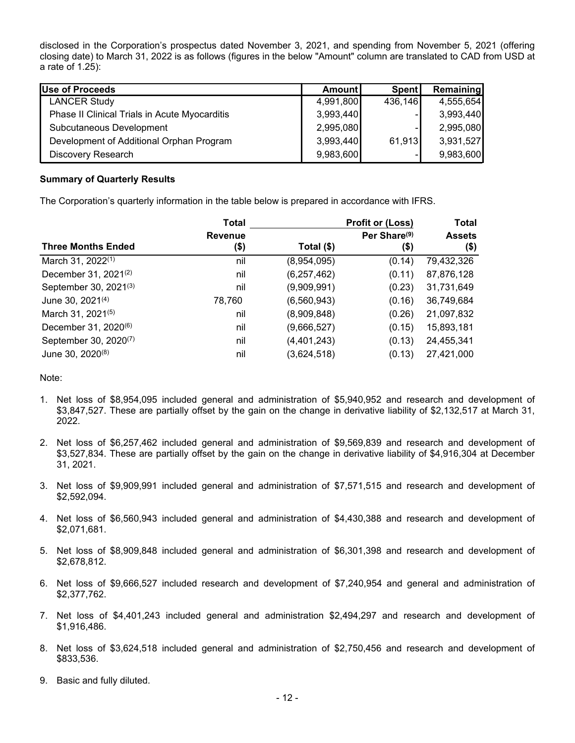disclosed in the Corporation's prospectus dated November 3, 2021, and spending from November 5, 2021 (offering closing date) to March 31, 2022 is as follows (figures in the below "Amount" column are translated to CAD from USD at a rate of 1.25):

| Use of Proceeds | Amount | Spent | Remaining |
|---|---|---|---|
| LANCER Study | 4,991,800 | 436,146 | 4,555,654 |
| Phase II Clinical Trials in Acute Myocarditis | 3,993,440 | - | 3,993,440 |
| Subcutaneous Development | 2,995,080 | - | 2,995,080 |
| Development of Additional Orphan Program | 3,993,440 | 61,913 | 3,931,527 |
| Discovery Research | 9,983,600 | - | 9,983,600 |

**Summary of Quarterly Results**

The Corporation's quarterly information in the table below is prepared in accordance with IFRS.

| Three Months Ended | Total Revenue ($) | Profit or (Loss) Total ($) | Profit or (Loss) Per Share[9] ($) | Total Assets ($) |
|---|---|---|---|---|
| March 31, 2022[1] | nil | (8,954,095) | (0.14) | 79,432,326 |
| December 31, 2021[2] | nil | (6,257,462) | (0.11) | 87,876,128 |
| September 30, 2021[3] | nil | (9,909,991) | (0.23) | 31,731,649 |
| June 30, 2021[4] | 78,760 | (6,560,943) | (0.16) | 36,749,684 |
| March 31, 2021[5] | nil | (8,909,848) | (0.26) | 21,097,832 |
| December 31, 2020[6] | nil | (9,666,527) | (0.15) | 15,893,181 |
| September 30, 2020[7] | nil | (4,401,243) | (0.13) | 24,455,341 |
| June 30, 2020[8] | nil | (3,624,518) | (0.13) | 27,421,000 |

Note:

1. Net loss of $8,954,095 included general and administration of $5,940,952 and research and development of $3,847,527. These are partially offset by the gain on the change in derivative liability of $2,132,517 at March 31, 2022.

2. Net loss of $6,257,462 included general and administration of $9,569,839 and research and development of $3,527,834. These are partially offset by the gain on the change in derivative liability of $4,916,304 at December 31, 2021.

3. Net loss of $9,909,991 included general and administration of $7,571,515 and research and development of $2,592,094.

4. Net loss of $6,560,943 included general and administration of $4,430,388 and research and development of $2,071,681.

5. Net loss of $8,909,848 included general and administration of $6,301,398 and research and development of $2,678,812.

6. Net loss of $9,666,527 included research and development of $7,240,954 and general and administration of $2,377,762.

7. Net loss of $4,401,243 included general and administration $2,494,297 and research and development of $1,916,486.

8. Net loss of $3,624,518 included general and administration of $2,750,456 and research and development of $833,536.

9. Basic and fully diluted.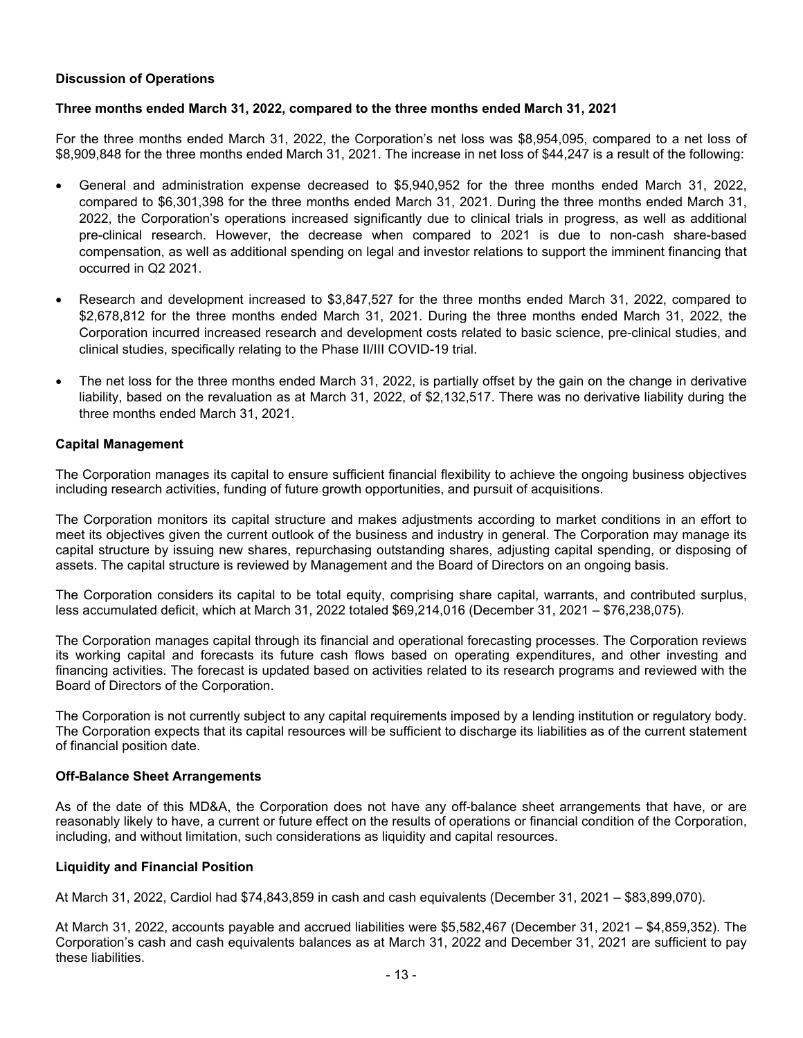**Discussion of Operations**

**Three months ended March 31, 2022, compared to the three months ended March 31, 2021**

For the three months ended March 31, 2022, the Corporation's net loss was $8,954,095, compared to a net loss of $8,909,848 for the three months ended March 31, 2021. The increase in net loss of $44,247 is a result of the following:

- General and administration expense decreased to $5,940,952 for the three months ended March 31, 2022, compared to $6,301,398 for the three months ended March 31, 2021. During the three months ended March 31, 2022, the Corporation's operations increased significantly due to clinical trials in progress, as well as additional pre-clinical research. However, the decrease when compared to 2021 is due to non-cash share-based compensation, as well as additional spending on legal and investor relations to support the imminent financing that occurred in Q2 2021.

- Research and development increased to $3,847,527 for the three months ended March 31, 2022, compared to $2,678,812 for the three months ended March 31, 2021. During the three months ended March 31, 2022, the Corporation incurred increased research and development costs related to basic science, pre-clinical studies, and clinical studies, specifically relating to the Phase II/III COVID-19 trial.

- The net loss for the three months ended March 31, 2022, is partially offset by the gain on the change in derivative liability, based on the revaluation as at March 31, 2022, of $2,132,517. There was no derivative liability during the three months ended March 31, 2021.

**Capital Management**

The Corporation manages its capital to ensure sufficient financial flexibility to achieve the ongoing business objectives including research activities, funding of future growth opportunities, and pursuit of acquisitions.

The Corporation monitors its capital structure and makes adjustments according to market conditions in an effort to meet its objectives given the current outlook of the business and industry in general. The Corporation may manage its capital structure by issuing new shares, repurchasing outstanding shares, adjusting capital spending, or disposing of assets. The capital structure is reviewed by Management and the Board of Directors on an ongoing basis.

The Corporation considers its capital to be total equity, comprising share capital, warrants, and contributed surplus, less accumulated deficit, which at March 31, 2022 totaled $69,214,016 (December 31, 2021 – $76,238,075).

The Corporation manages capital through its financial and operational forecasting processes. The Corporation reviews its working capital and forecasts its future cash flows based on operating expenditures, and other investing and financing activities. The forecast is updated based on activities related to its research programs and reviewed with the Board of Directors of the Corporation.

The Corporation is not currently subject to any capital requirements imposed by a lending institution or regulatory body. The Corporation expects that its capital resources will be sufficient to discharge its liabilities as of the current statement of financial position date.

**Off-Balance Sheet Arrangements**

As of the date of this MD&A, the Corporation does not have any off-balance sheet arrangements that have, or are reasonably likely to have, a current or future effect on the results of operations or financial condition of the Corporation, including, and without limitation, such considerations as liquidity and capital resources.

**Liquidity and Financial Position**

At March 31, 2022, Cardiol had $74,843,859 in cash and cash equivalents (December 31, 2021 – $83,899,070).

At March 31, 2022, accounts payable and accrued liabilities were $5,582,467 (December 31, 2021 – $4,859,352). The Corporation's cash and cash equivalents balances as at March 31, 2022 and December 31, 2021 are sufficient to pay these liabilities.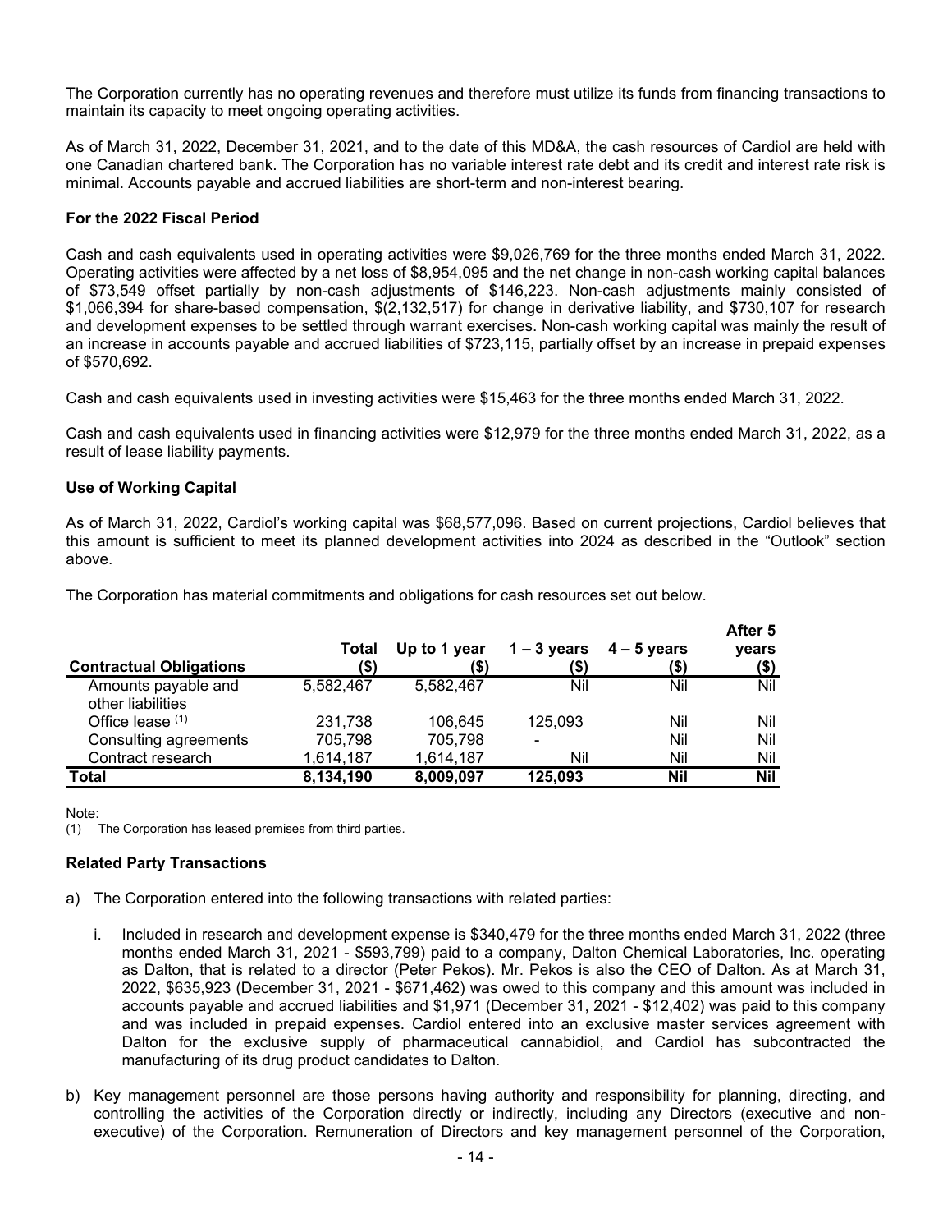The Corporation currently has no operating revenues and therefore must utilize its funds from financing transactions to maintain its capacity to meet ongoing operating activities.

As of March 31, 2022, December 31, 2021, and to the date of this MD&A, the cash resources of Cardiol are held with one Canadian chartered bank. The Corporation has no variable interest rate debt and its credit and interest rate risk is minimal. Accounts payable and accrued liabilities are short-term and non-interest bearing.

**For the 2022 Fiscal Period**

Cash and cash equivalents used in operating activities were $9,026,769 for the three months ended March 31, 2022. Operating activities were affected by a net loss of $8,954,095 and the net change in non-cash working capital balances of $73,549 offset partially by non-cash adjustments of $146,223. Non-cash adjustments mainly consisted of $1,066,394 for share-based compensation, $(2,132,517) for change in derivative liability, and $730,107 for research and development expenses to be settled through warrant exercises. Non-cash working capital was mainly the result of an increase in accounts payable and accrued liabilities of $723,115, partially offset by an increase in prepaid expenses of $570,692.

Cash and cash equivalents used in investing activities were $15,463 for the three months ended March 31, 2022.

Cash and cash equivalents used in financing activities were $12,979 for the three months ended March 31, 2022, as a result of lease liability payments.

**Use of Working Capital**

As of March 31, 2022, Cardiol's working capital was $68,577,096. Based on current projections, Cardiol believes that this amount is sufficient to meet its planned development activities into 2024 as described in the "Outlook" section above.

The Corporation has material commitments and obligations for cash resources set out below.

| Contractual Obligations | Total ($) | Up to 1 year ($) | 1 – 3 years ($) | 4 – 5 years ($) | After 5 years ($) |
|---|---|---|---|---|---|
| Amounts payable and other liabilities | 5,582,467 | 5,582,467 | Nil | Nil | Nil |
| Office lease [(1)] | 231,738 | 106,645 | 125,093 | Nil | Nil |
| Consulting agreements | 705,798 | 705,798 | - | Nil | Nil |
| Contract research | 1,614,187 | 1,614,187 | Nil | Nil | Nil |
| **Total** | **8,134,190** | **8,009,097** | **125,093** | **Nil** | **Nil** |

Note:
(1) The Corporation has leased premises from third parties.

**Related Party Transactions**

a) The Corporation entered into the following transactions with related parties:

   i. Included in research and development expense is $340,479 for the three months ended March 31, 2022 (three months ended March 31, 2021 - $593,799) paid to a company, Dalton Chemical Laboratories, Inc. operating as Dalton, that is related to a director (Peter Pekos). Mr. Pekos is also the CEO of Dalton. As at March 31, 2022, $635,923 (December 31, 2021 - $671,462) was owed to this company and this amount was included in accounts payable and accrued liabilities and $1,971 (December 31, 2021 - $12,402) was paid to this company and was included in prepaid expenses. Cardiol entered into an exclusive master services agreement with Dalton for the exclusive supply of pharmaceutical cannabidiol, and Cardiol has subcontracted the manufacturing of its drug product candidates to Dalton.

b) Key management personnel are those persons having authority and responsibility for planning, directing, and controlling the activities of the Corporation directly or indirectly, including any Directors (executive and non-executive) of the Corporation. Remuneration of Directors and key management personnel of the Corporation,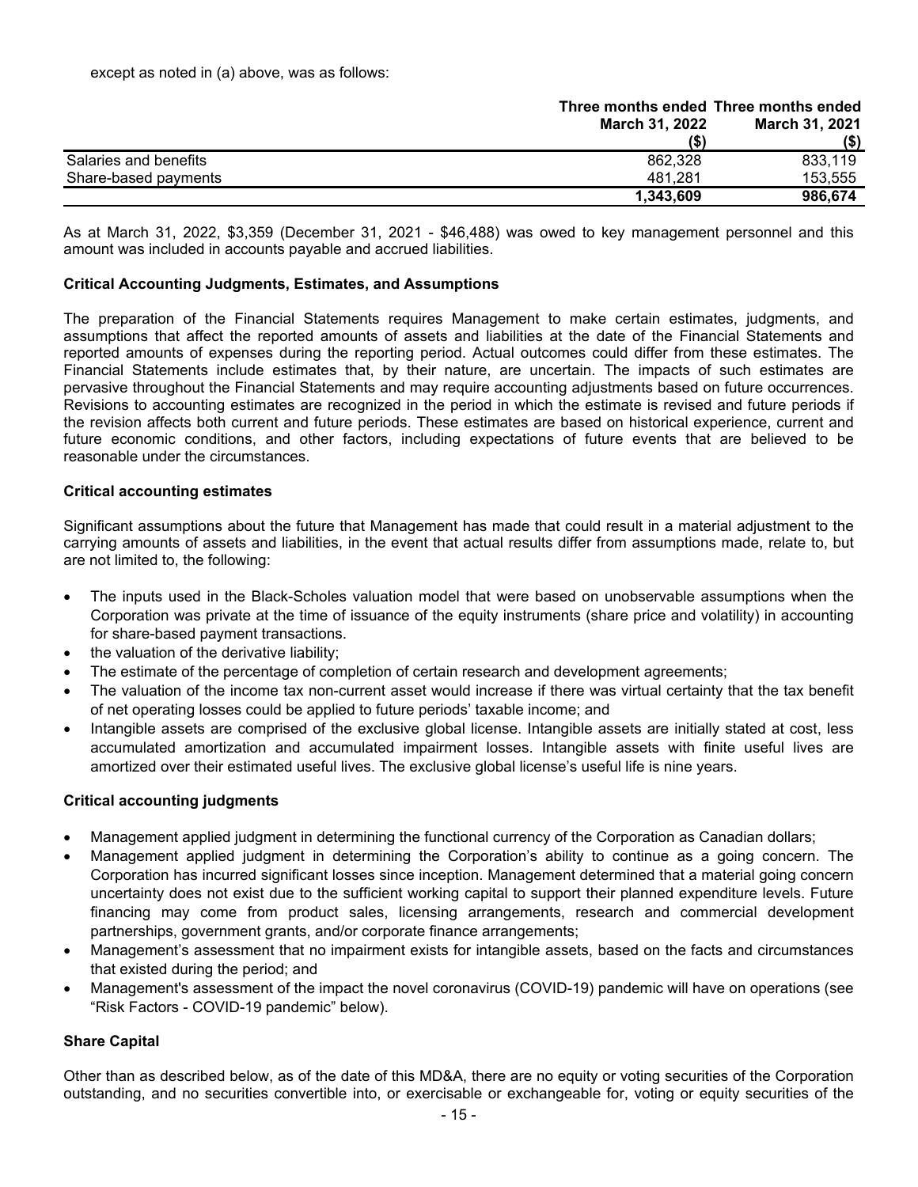except as noted in (a) above, was as follows:

| | Three months ended March 31, 2022 ($) | Three months ended March 31, 2021 ($) |
|---|---|---|
| Salaries and benefits | 862,328 | 833,119 |
| Share-based payments | 481,281 | 153,555 |
| | **1,343,609** | **986,674** |

As at March 31, 2022, $3,359 (December 31, 2021 - $46,488) was owed to key management personnel and this amount was included in accounts payable and accrued liabilities.

**Critical Accounting Judgments, Estimates, and Assumptions**

The preparation of the Financial Statements requires Management to make certain estimates, judgments, and assumptions that affect the reported amounts of assets and liabilities at the date of the Financial Statements and reported amounts of expenses during the reporting period. Actual outcomes could differ from these estimates. The Financial Statements include estimates that, by their nature, are uncertain. The impacts of such estimates are pervasive throughout the Financial Statements and may require accounting adjustments based on future occurrences. Revisions to accounting estimates are recognized in the period in which the estimate is revised and future periods if the revision affects both current and future periods. These estimates are based on historical experience, current and future economic conditions, and other factors, including expectations of future events that are believed to be reasonable under the circumstances.

**Critical accounting estimates**

Significant assumptions about the future that Management has made that could result in a material adjustment to the carrying amounts of assets and liabilities, in the event that actual results differ from assumptions made, relate to, but are not limited to, the following:

- The inputs used in the Black-Scholes valuation model that were based on unobservable assumptions when the Corporation was private at the time of issuance of the equity instruments (share price and volatility) in accounting for share-based payment transactions.
- the valuation of the derivative liability;
- The estimate of the percentage of completion of certain research and development agreements;
- The valuation of the income tax non-current asset would increase if there was virtual certainty that the tax benefit of net operating losses could be applied to future periods' taxable income; and
- Intangible assets are comprised of the exclusive global license. Intangible assets are initially stated at cost, less accumulated amortization and accumulated impairment losses. Intangible assets with finite useful lives are amortized over their estimated useful lives. The exclusive global license's useful life is nine years.

**Critical accounting judgments**

- Management applied judgment in determining the functional currency of the Corporation as Canadian dollars;
- Management applied judgment in determining the Corporation's ability to continue as a going concern. The Corporation has incurred significant losses since inception. Management determined that a material going concern uncertainty does not exist due to the sufficient working capital to support their planned expenditure levels. Future financing may come from product sales, licensing arrangements, research and commercial development partnerships, government grants, and/or corporate finance arrangements;
- Management's assessment that no impairment exists for intangible assets, based on the facts and circumstances that existed during the period; and
- Management's assessment of the impact the novel coronavirus (COVID-19) pandemic will have on operations (see "Risk Factors - COVID-19 pandemic" below).

**Share Capital**

Other than as described below, as of the date of this MD&A, there are no equity or voting securities of the Corporation outstanding, and no securities convertible into, or exercisable or exchangeable for, voting or equity securities of the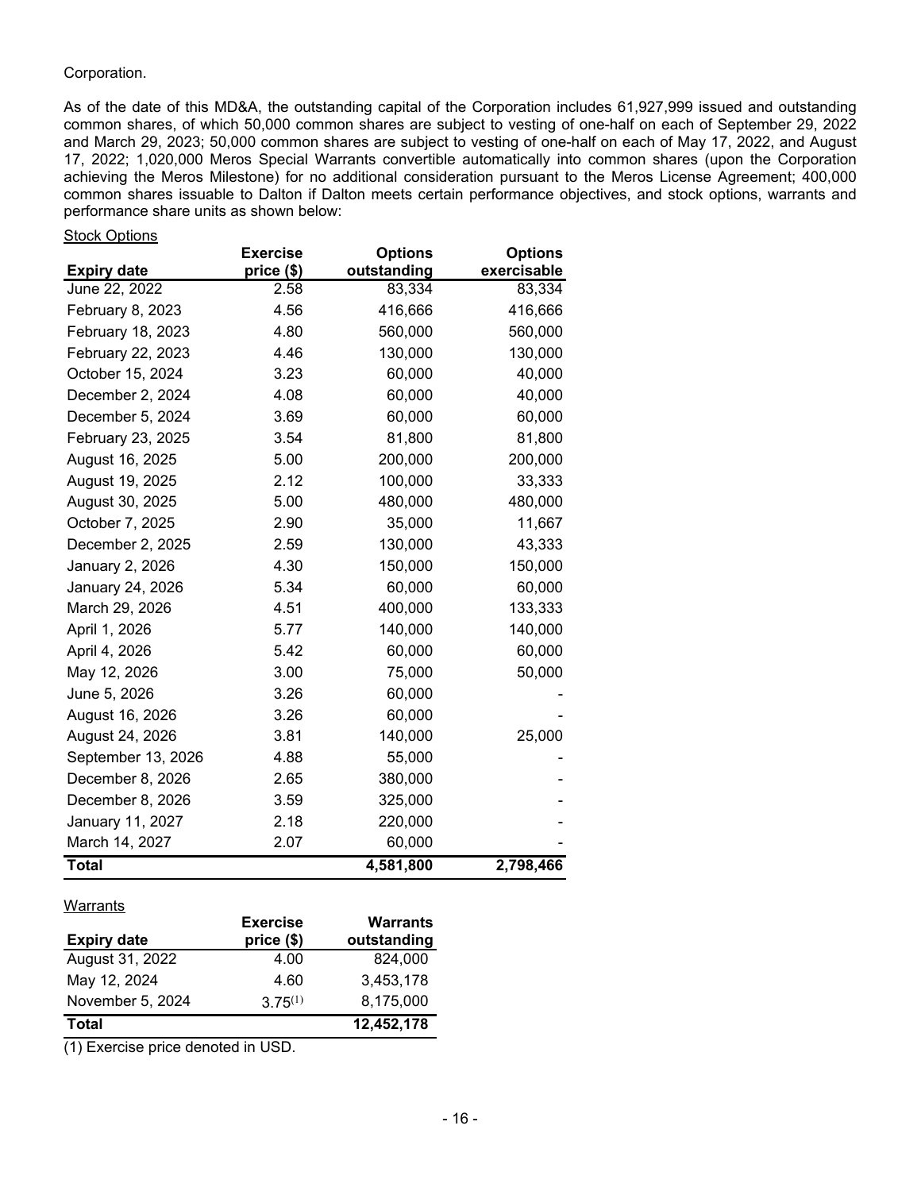Corporation.

As of the date of this MD&A, the outstanding capital of the Corporation includes 61,927,999 issued and outstanding common shares, of which 50,000 common shares are subject to vesting of one-half on each of September 29, 2022 and March 29, 2023; 50,000 common shares are subject to vesting of one-half on each of May 17, 2022, and August 17, 2022; 1,020,000 Meros Special Warrants convertible automatically into common shares (upon the Corporation achieving the Meros Milestone) for no additional consideration pursuant to the Meros License Agreement; 400,000 common shares issuable to Dalton if Dalton meets certain performance objectives, and stock options, warrants and performance share units as shown below:

Stock Options

| Expiry date | Exercise price ($) | Options outstanding | Options exercisable |
|---|---|---|---|
| June 22, 2022 | 2.58 | 83,334 | 83,334 |
| February 8, 2023 | 4.56 | 416,666 | 416,666 |
| February 18, 2023 | 4.80 | 560,000 | 560,000 |
| February 22, 2023 | 4.46 | 130,000 | 130,000 |
| October 15, 2024 | 3.23 | 60,000 | 40,000 |
| December 2, 2024 | 4.08 | 60,000 | 40,000 |
| December 5, 2024 | 3.69 | 60,000 | 60,000 |
| February 23, 2025 | 3.54 | 81,800 | 81,800 |
| August 16, 2025 | 5.00 | 200,000 | 200,000 |
| August 19, 2025 | 2.12 | 100,000 | 33,333 |
| August 30, 2025 | 5.00 | 480,000 | 480,000 |
| October 7, 2025 | 2.90 | 35,000 | 11,667 |
| December 2, 2025 | 2.59 | 130,000 | 43,333 |
| January 2, 2026 | 4.30 | 150,000 | 150,000 |
| January 24, 2026 | 5.34 | 60,000 | 60,000 |
| March 29, 2026 | 4.51 | 400,000 | 133,333 |
| April 1, 2026 | 5.77 | 140,000 | 140,000 |
| April 4, 2026 | 5.42 | 60,000 | 60,000 |
| May 12, 2026 | 3.00 | 75,000 | 50,000 |
| June 5, 2026 | 3.26 | 60,000 | - |
| August 16, 2026 | 3.26 | 60,000 | - |
| August 24, 2026 | 3.81 | 140,000 | 25,000 |
| September 13, 2026 | 4.88 | 55,000 | - |
| December 8, 2026 | 2.65 | 380,000 | - |
| December 8, 2026 | 3.59 | 325,000 | - |
| January 11, 2027 | 2.18 | 220,000 | - |
| March 14, 2027 | 2.07 | 60,000 | - |
| **Total** | | **4,581,800** | **2,798,466** |

Warrants

| Expiry date | Exercise price ($) | Warrants outstanding |
|---|---|---|
| August 31, 2022 | 4.00 | 824,000 |
| May 12, 2024 | 4.60 | 3,453,178 |
| November 5, 2024 | 3.75[(1)] | 8,175,000 |
| **Total** | | **12,452,178** |

(1) Exercise price denoted in USD.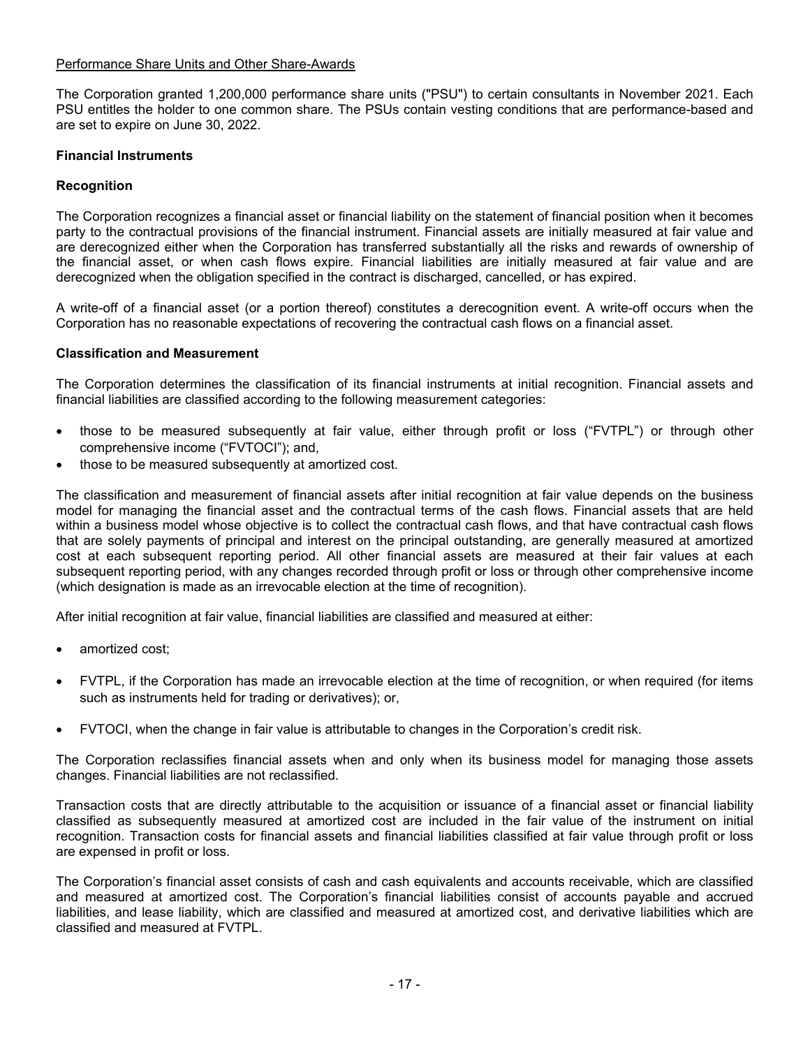Performance Share Units and Other Share-Awards

The Corporation granted 1,200,000 performance share units ("PSU") to certain consultants in November 2021. Each PSU entitles the holder to one common share. The PSUs contain vesting conditions that are performance-based and are set to expire on June 30, 2022.

**Financial Instruments**

**Recognition**

The Corporation recognizes a financial asset or financial liability on the statement of financial position when it becomes party to the contractual provisions of the financial instrument. Financial assets are initially measured at fair value and are derecognized either when the Corporation has transferred substantially all the risks and rewards of ownership of the financial asset, or when cash flows expire. Financial liabilities are initially measured at fair value and are derecognized when the obligation specified in the contract is discharged, cancelled, or has expired.

A write-off of a financial asset (or a portion thereof) constitutes a derecognition event. A write-off occurs when the Corporation has no reasonable expectations of recovering the contractual cash flows on a financial asset.

**Classification and Measurement**

The Corporation determines the classification of its financial instruments at initial recognition. Financial assets and financial liabilities are classified according to the following measurement categories:

- those to be measured subsequently at fair value, either through profit or loss ("FVTPL") or through other comprehensive income ("FVTOCI"); and,
- those to be measured subsequently at amortized cost.

The classification and measurement of financial assets after initial recognition at fair value depends on the business model for managing the financial asset and the contractual terms of the cash flows. Financial assets that are held within a business model whose objective is to collect the contractual cash flows, and that have contractual cash flows that are solely payments of principal and interest on the principal outstanding, are generally measured at amortized cost at each subsequent reporting period. All other financial assets are measured at their fair values at each subsequent reporting period, with any changes recorded through profit or loss or through other comprehensive income (which designation is made as an irrevocable election at the time of recognition).

After initial recognition at fair value, financial liabilities are classified and measured at either:

- amortized cost;
- FVTPL, if the Corporation has made an irrevocable election at the time of recognition, or when required (for items such as instruments held for trading or derivatives); or,
- FVTOCI, when the change in fair value is attributable to changes in the Corporation's credit risk.

The Corporation reclassifies financial assets when and only when its business model for managing those assets changes. Financial liabilities are not reclassified.

Transaction costs that are directly attributable to the acquisition or issuance of a financial asset or financial liability classified as subsequently measured at amortized cost are included in the fair value of the instrument on initial recognition. Transaction costs for financial assets and financial liabilities classified at fair value through profit or loss are expensed in profit or loss.

The Corporation's financial asset consists of cash and cash equivalents and accounts receivable, which are classified and measured at amortized cost. The Corporation's financial liabilities consist of accounts payable and accrued liabilities, and lease liability, which are classified and measured at amortized cost, and derivative liabilities which are classified and measured at FVTPL.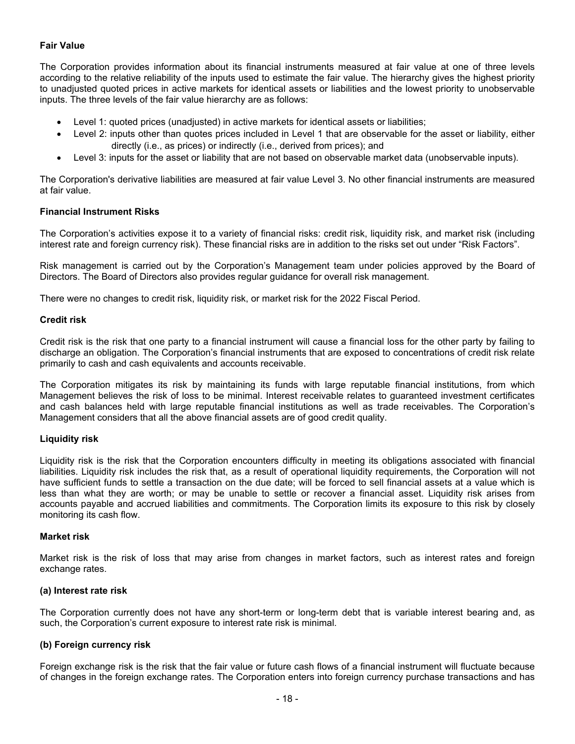**Fair Value**

The Corporation provides information about its financial instruments measured at fair value at one of three levels according to the relative reliability of the inputs used to estimate the fair value. The hierarchy gives the highest priority to unadjusted quoted prices in active markets for identical assets or liabilities and the lowest priority to unobservable inputs. The three levels of the fair value hierarchy are as follows:

- Level 1: quoted prices (unadjusted) in active markets for identical assets or liabilities;
- Level 2: inputs other than quotes prices included in Level 1 that are observable for the asset or liability, either directly (i.e., as prices) or indirectly (i.e., derived from prices); and
- Level 3: inputs for the asset or liability that are not based on observable market data (unobservable inputs).

The Corporation's derivative liabilities are measured at fair value Level 3. No other financial instruments are measured at fair value.

**Financial Instrument Risks**

The Corporation's activities expose it to a variety of financial risks: credit risk, liquidity risk, and market risk (including interest rate and foreign currency risk). These financial risks are in addition to the risks set out under "Risk Factors".

Risk management is carried out by the Corporation's Management team under policies approved by the Board of Directors. The Board of Directors also provides regular guidance for overall risk management.

There were no changes to credit risk, liquidity risk, or market risk for the 2022 Fiscal Period.

**Credit risk**

Credit risk is the risk that one party to a financial instrument will cause a financial loss for the other party by failing to discharge an obligation. The Corporation's financial instruments that are exposed to concentrations of credit risk relate primarily to cash and cash equivalents and accounts receivable.

The Corporation mitigates its risk by maintaining its funds with large reputable financial institutions, from which Management believes the risk of loss to be minimal. Interest receivable relates to guaranteed investment certificates and cash balances held with large reputable financial institutions as well as trade receivables. The Corporation's Management considers that all the above financial assets are of good credit quality.

**Liquidity risk**

Liquidity risk is the risk that the Corporation encounters difficulty in meeting its obligations associated with financial liabilities. Liquidity risk includes the risk that, as a result of operational liquidity requirements, the Corporation will not have sufficient funds to settle a transaction on the due date; will be forced to sell financial assets at a value which is less than what they are worth; or may be unable to settle or recover a financial asset. Liquidity risk arises from accounts payable and accrued liabilities and commitments. The Corporation limits its exposure to this risk by closely monitoring its cash flow.

**Market risk**

Market risk is the risk of loss that may arise from changes in market factors, such as interest rates and foreign exchange rates.

**(a) Interest rate risk**

The Corporation currently does not have any short-term or long-term debt that is variable interest bearing and, as such, the Corporation's current exposure to interest rate risk is minimal.

**(b) Foreign currency risk**

Foreign exchange risk is the risk that the fair value or future cash flows of a financial instrument will fluctuate because of changes in the foreign exchange rates. The Corporation enters into foreign currency purchase transactions and has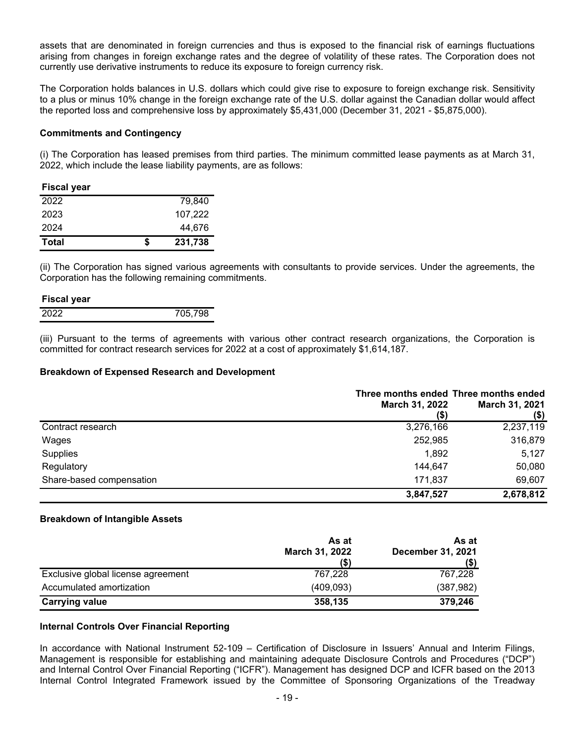assets that are denominated in foreign currencies and thus is exposed to the financial risk of earnings fluctuations arising from changes in foreign exchange rates and the degree of volatility of these rates. The Corporation does not currently use derivative instruments to reduce its exposure to foreign currency risk.

The Corporation holds balances in U.S. dollars which could give rise to exposure to foreign exchange risk. Sensitivity to a plus or minus 10% change in the foreign exchange rate of the U.S. dollar against the Canadian dollar would affect the reported loss and comprehensive loss by approximately $5,431,000 (December 31, 2021 - $5,875,000).

**Commitments and Contingency**

(i) The Corporation has leased premises from third parties. The minimum committed lease payments as at March 31, 2022, which include the lease liability payments, are as follows:

| **Fiscal year** | |
|---|---|
| 2022 | 79,840 |
| 2023 | 107,222 |
| 2024 | 44,676 |
| **Total** | **$ 231,738** |

(ii) The Corporation has signed various agreements with consultants to provide services. Under the agreements, the Corporation has the following remaining commitments.

| **Fiscal year** | |
|---|---|
| 2022 | 705,798 |

(iii) Pursuant to the terms of agreements with various other contract research organizations, the Corporation is committed for contract research services for 2022 at a cost of approximately $1,614,187.

**Breakdown of Expensed Research and Development**

| | **Three months ended March 31, 2022 ($)** | **Three months ended March 31, 2021 ($)** |
|---|---|---|
| Contract research | 3,276,166 | 2,237,119 |
| Wages | 252,985 | 316,879 |
| Supplies | 1,892 | 5,127 |
| Regulatory | 144,647 | 50,080 |
| Share-based compensation | 171,837 | 69,607 |
| | **3,847,527** | **2,678,812** |

**Breakdown of Intangible Assets**

| | **As at March 31, 2022 ($)** | **As at December 31, 2021 ($)** |
|---|---|---|
| Exclusive global license agreement | 767,228 | 767,228 |
| Accumulated amortization | (409,093) | (387,982) |
| **Carrying value** | **358,135** | **379,246** |

**Internal Controls Over Financial Reporting**

In accordance with National Instrument 52-109 – Certification of Disclosure in Issuers' Annual and Interim Filings, Management is responsible for establishing and maintaining adequate Disclosure Controls and Procedures ("DCP") and Internal Control Over Financial Reporting ("ICFR"). Management has designed DCP and ICFR based on the 2013 Internal Control Integrated Framework issued by the Committee of Sponsoring Organizations of the Treadway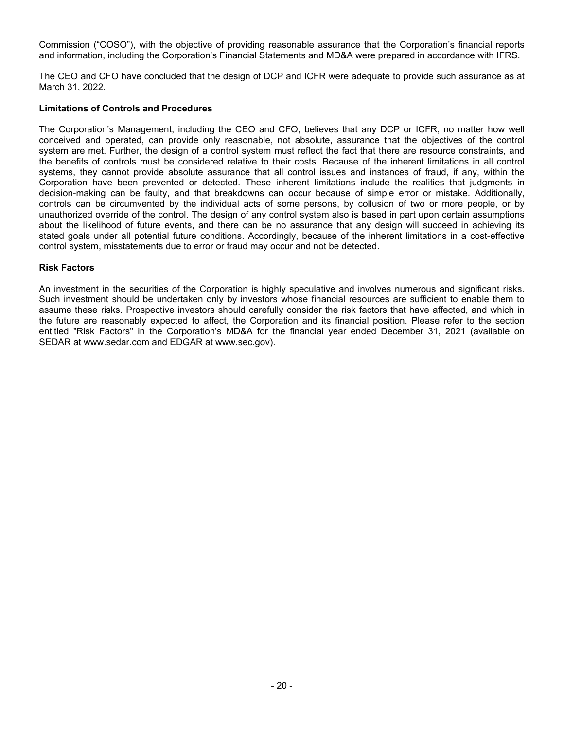Commission ("COSO"), with the objective of providing reasonable assurance that the Corporation's financial reports and information, including the Corporation's Financial Statements and MD&A were prepared in accordance with IFRS.

The CEO and CFO have concluded that the design of DCP and ICFR were adequate to provide such assurance as at March 31, 2022.

**Limitations of Controls and Procedures**

The Corporation's Management, including the CEO and CFO, believes that any DCP or ICFR, no matter how well conceived and operated, can provide only reasonable, not absolute, assurance that the objectives of the control system are met. Further, the design of a control system must reflect the fact that there are resource constraints, and the benefits of controls must be considered relative to their costs. Because of the inherent limitations in all control systems, they cannot provide absolute assurance that all control issues and instances of fraud, if any, within the Corporation have been prevented or detected. These inherent limitations include the realities that judgments in decision-making can be faulty, and that breakdowns can occur because of simple error or mistake. Additionally, controls can be circumvented by the individual acts of some persons, by collusion of two or more people, or by unauthorized override of the control. The design of any control system also is based in part upon certain assumptions about the likelihood of future events, and there can be no assurance that any design will succeed in achieving its stated goals under all potential future conditions. Accordingly, because of the inherent limitations in a cost-effective control system, misstatements due to error or fraud may occur and not be detected.

**Risk Factors**

An investment in the securities of the Corporation is highly speculative and involves numerous and significant risks. Such investment should be undertaken only by investors whose financial resources are sufficient to enable them to assume these risks. Prospective investors should carefully consider the risk factors that have affected, and which in the future are reasonably expected to affect, the Corporation and its financial position. Please refer to the section entitled "Risk Factors" in the Corporation's MD&A for the financial year ended December 31, 2021 (available on SEDAR at www.sedar.com and EDGAR at www.sec.gov).